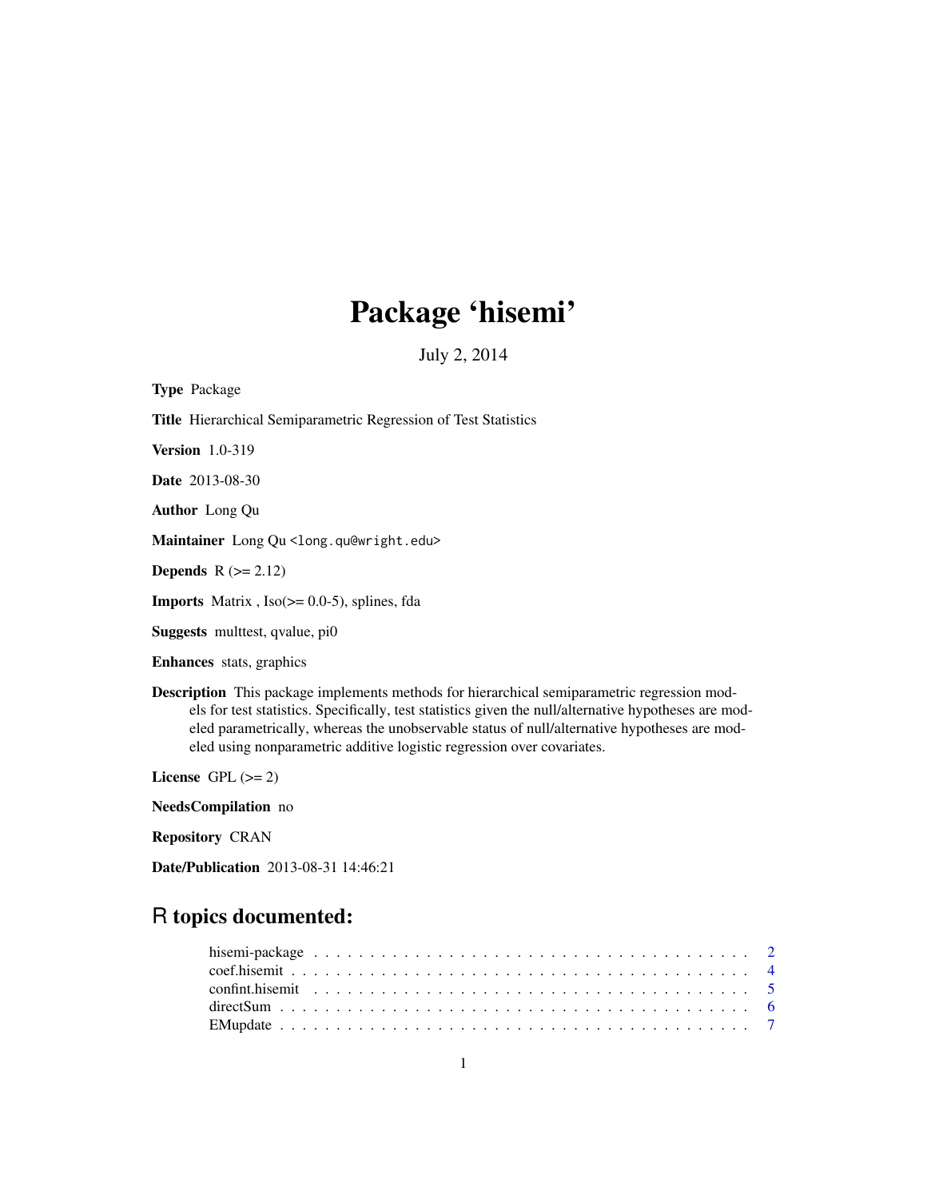# Package 'hisemi'

July 2, 2014

**Type** Package

**Title** Hierarchical Semiparametric Regression of Test Statistics

**Version** 1.0-319

**Date** 2013-08-30

**Author** Long Qu

**Maintainer** Long Qu <long.qu@wright.edu>

**Depends** R (>= 2.12)

**Imports** Matrix , Iso(>= 0.0-5), splines, fda

**Suggests** multtest, qvalue, pi0

**Enhances** stats, graphics

**Description** This package implements methods for hierarchical semiparametric regression models for test statistics. Specifically, test statistics given the null/alternative hypotheses are modeled parametrically, whereas the unobservable status of null/alternative hypotheses are modeled using nonparametric additive logistic regression over covariates.

**License** GPL (>= 2)

**NeedsCompilation** no

**Repository** CRAN

**Date/Publication** 2013-08-31 14:46:21

## R topics documented:

| | |
|---|---|
| hisemi-package | 2 |
| coef.hisemit | 4 |
| confint.hisemit | 5 |
| directSum | 6 |
| EMupdate | 7 |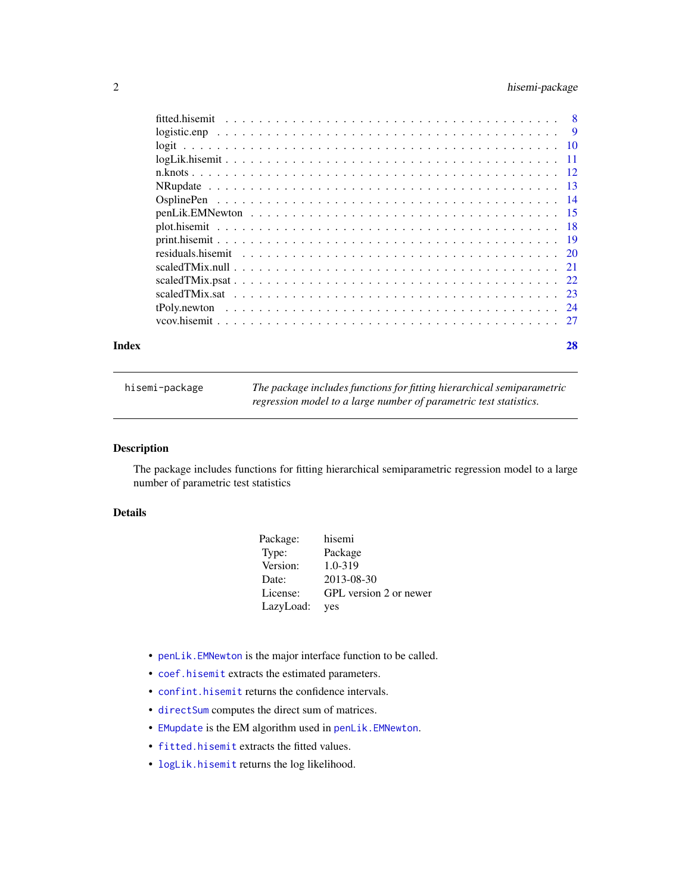| | |
|---|---|
| fitted.hisemit | 8 |
| logistic.enp | 9 |
| logit | 10 |
| logLik.hisemit | 11 |
| n.knots | 12 |
| NRupdate | 13 |
| OsplinePen | 14 |
| penLik.EMNewton | 15 |
| plot.hisemit | 18 |
| print.hisemit | 19 |
| residuals.hisemit | 20 |
| scaledTMix.null | 21 |
| scaledTMix.psat | 22 |
| scaledTMix.sat | 23 |
| tPoly.newton | 24 |
| vcov.hisemit | 27 |

**Index** **28**

---

`hisemi-package` *The package includes functions for fitting hierarchical semiparametric regression model to a large number of parametric test statistics.*

---

## Description

The package includes functions for fitting hierarchical semiparametric regression model to a large number of parametric test statistics

## Details

| | |
|---|---|
| Package: | hisemi |
| Type: | Package |
| Version: | 1.0-319 |
| Date: | 2013-08-30 |
| License: | GPL version 2 or newer |
| LazyLoad: | yes |

- `penLik.EMNewton` is the major interface function to be called.
- `coef.hisemit` extracts the estimated parameters.
- `confint.hisemit` returns the confidence intervals.
- `directSum` computes the direct sum of matrices.
- `EMupdate` is the EM algorithm used in `penLik.EMNewton`.
- `fitted.hisemit` extracts the fitted values.
- `logLik.hisemit` returns the log likelihood.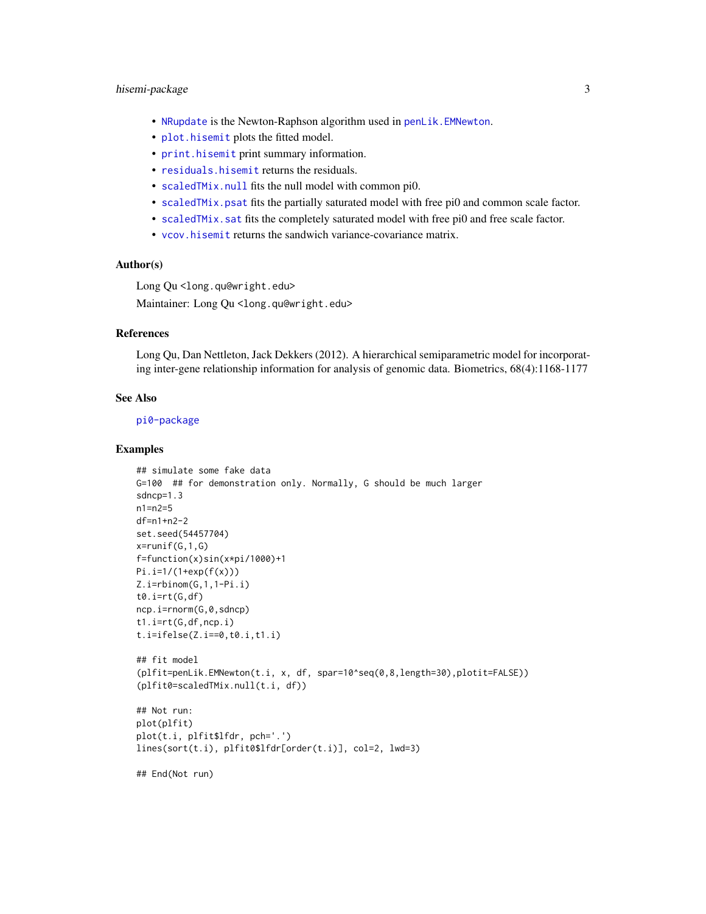- `NRupdate` is the Newton-Raphson algorithm used in `penLik.EMNewton`.
- `plot.hisemit` plots the fitted model.
- `print.hisemit` print summary information.
- `residuals.hisemit` returns the residuals.
- `scaledTMix.null` fits the null model with common pi0.
- `scaledTMix.psat` fits the partially saturated model with free pi0 and common scale factor.
- `scaledTMix.sat` fits the completely saturated model with free pi0 and free scale factor.
- `vcov.hisemit` returns the sandwich variance-covariance matrix.

### Author(s)

Long Qu <long.qu@wright.edu>

Maintainer: Long Qu <long.qu@wright.edu>

### References

Long Qu, Dan Nettleton, Jack Dekkers (2012). A hierarchical semiparametric model for incorporating inter-gene relationship information for analysis of genomic data. Biometrics, 68(4):1168-1177

### See Also

`pi0-package`

### Examples

```
## simulate some fake data
G=100  ## for demonstration only. Normally, G should be much larger
sdncp=1.3
n1=n2=5
df=n1+n2-2
set.seed(54457704)
x=runif(G,1,G)
f=function(x)sin(x*pi/1000)+1
Pi.i=1/(1+exp(f(x)))
Z.i=rbinom(G,1,1-Pi.i)
t0.i=rt(G,df)
ncp.i=rnorm(G,0,sdncp)
t1.i=rt(G,df,ncp.i)
t.i=ifelse(Z.i==0,t0.i,t1.i)

## fit model
(plfit=penLik.EMNewton(t.i, x, df, spar=10^seq(0,8,length=30),plotit=FALSE))
(plfit0=scaledTMix.null(t.i, df))

## Not run:
plot(plfit)
plot(t.i, plfit$lfdr, pch='.')
lines(sort(t.i), plfit0$lfdr[order(t.i)], col=2, lwd=3)

## End(Not run)
```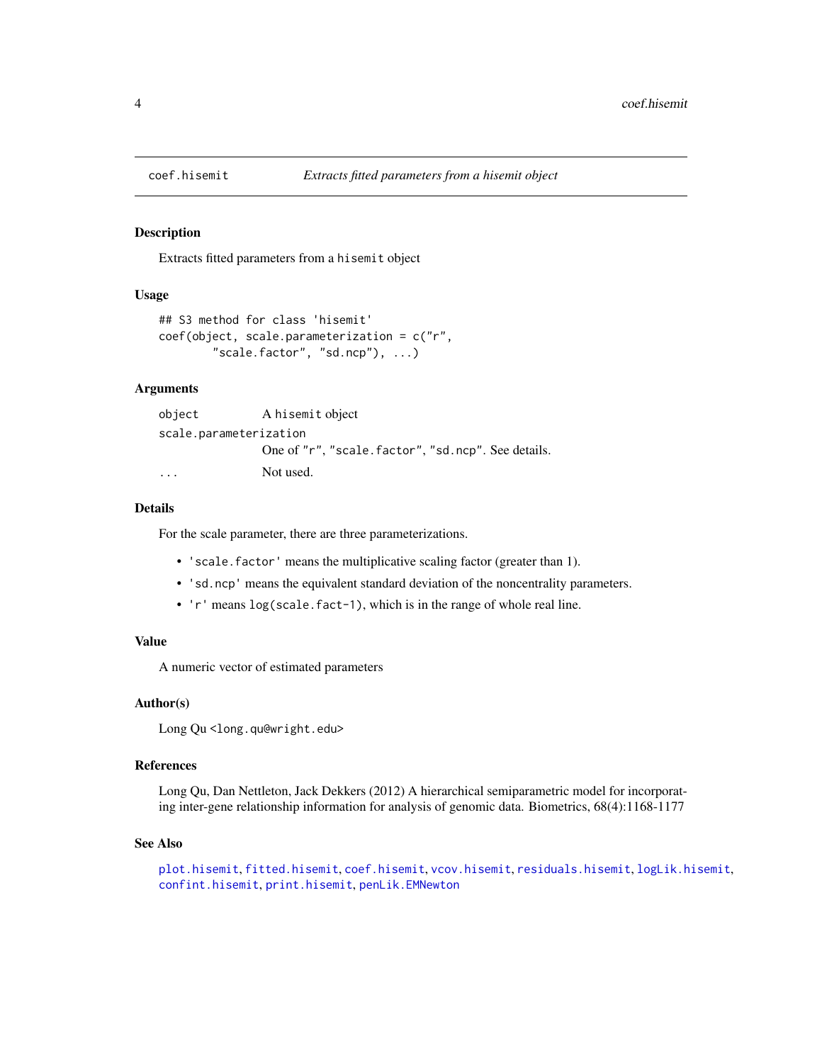# coef.hisemit — *Extracts fitted parameters from a hisemit object*

## Description

Extracts fitted parameters from a `hisemit` object

## Usage

```
## S3 method for class 'hisemit'
coef(object, scale.parameterization = c("r",
        "scale.factor", "sd.ncp"), ...)
```

## Arguments

| | |
|---|---|
| `object` | A `hisemit` object |
| `scale.parameterization` | One of `"r"`, `"scale.factor"`, `"sd.ncp"`. See details. |
| `...` | Not used. |

## Details

For the scale parameter, there are three parameterizations.

- `'scale.factor'` means the multiplicative scaling factor (greater than 1).
- `'sd.ncp'` means the equivalent standard deviation of the noncentrality parameters.
- `'r'` means `log(scale.fact-1)`, which is in the range of whole real line.

## Value

A numeric vector of estimated parameters

## Author(s)

Long Qu <long.qu@wright.edu>

## References

Long Qu, Dan Nettleton, Jack Dekkers (2012) A hierarchical semiparametric model for incorporating inter-gene relationship information for analysis of genomic data. Biometrics, 68(4):1168-1177

## See Also

`plot.hisemit`, `fitted.hisemit`, `coef.hisemit`, `vcov.hisemit`, `residuals.hisemit`, `logLik.hisemit`, `confint.hisemit`, `print.hisemit`, `penLik.EMNewton`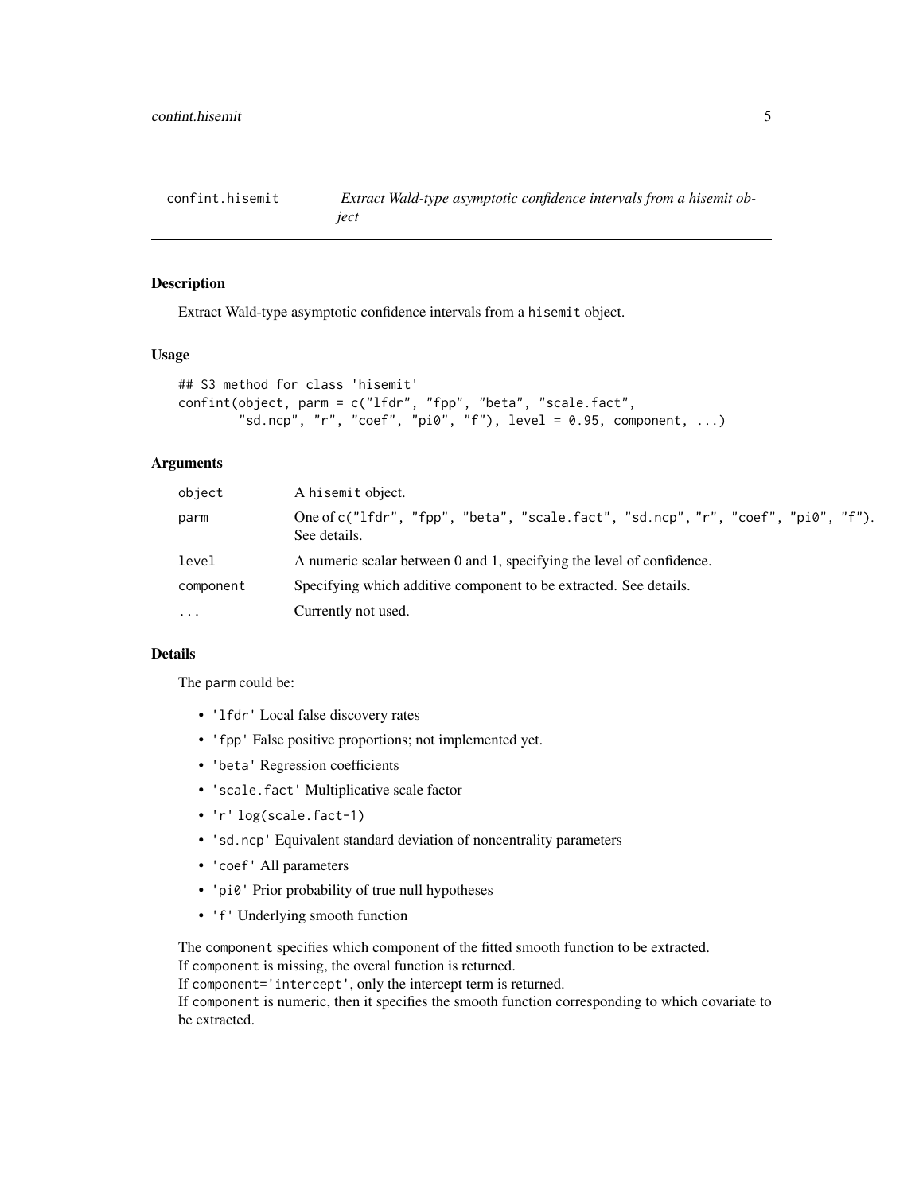# confint.hisemit — *Extract Wald-type asymptotic confidence intervals from a hisemit object*

## Description

Extract Wald-type asymptotic confidence intervals from a `hisemit` object.

## Usage

```
## S3 method for class 'hisemit'
confint(object, parm = c("lfdr", "fpp", "beta", "scale.fact",
        "sd.ncp", "r", "coef", "pi0", "f"), level = 0.95, component, ...)
```

## Arguments

| | |
|---|---|
| `object` | A `hisemit` object. |
| `parm` | One of `c("lfdr", "fpp", "beta", "scale.fact", "sd.ncp", "r", "coef", "pi0", "f")`. See details. |
| `level` | A numeric scalar between 0 and 1, specifying the level of confidence. |
| `component` | Specifying which additive component to be extracted. See details. |
| `...` | Currently not used. |

## Details

The `parm` could be:

- `'lfdr'` Local false discovery rates
- `'fpp'` False positive proportions; not implemented yet.
- `'beta'` Regression coefficients
- `'scale.fact'` Multiplicative scale factor
- `'r'` `log(scale.fact-1)`
- `'sd.ncp'` Equivalent standard deviation of noncentrality parameters
- `'coef'` All parameters
- `'pi0'` Prior probability of true null hypotheses
- `'f'` Underlying smooth function

The `component` specifies which component of the fitted smooth function to be extracted.
If `component` is missing, the overal function is returned.
If `component='intercept'`, only the intercept term is returned.
If `component` is numeric, then it specifies the smooth function corresponding to which covariate to be extracted.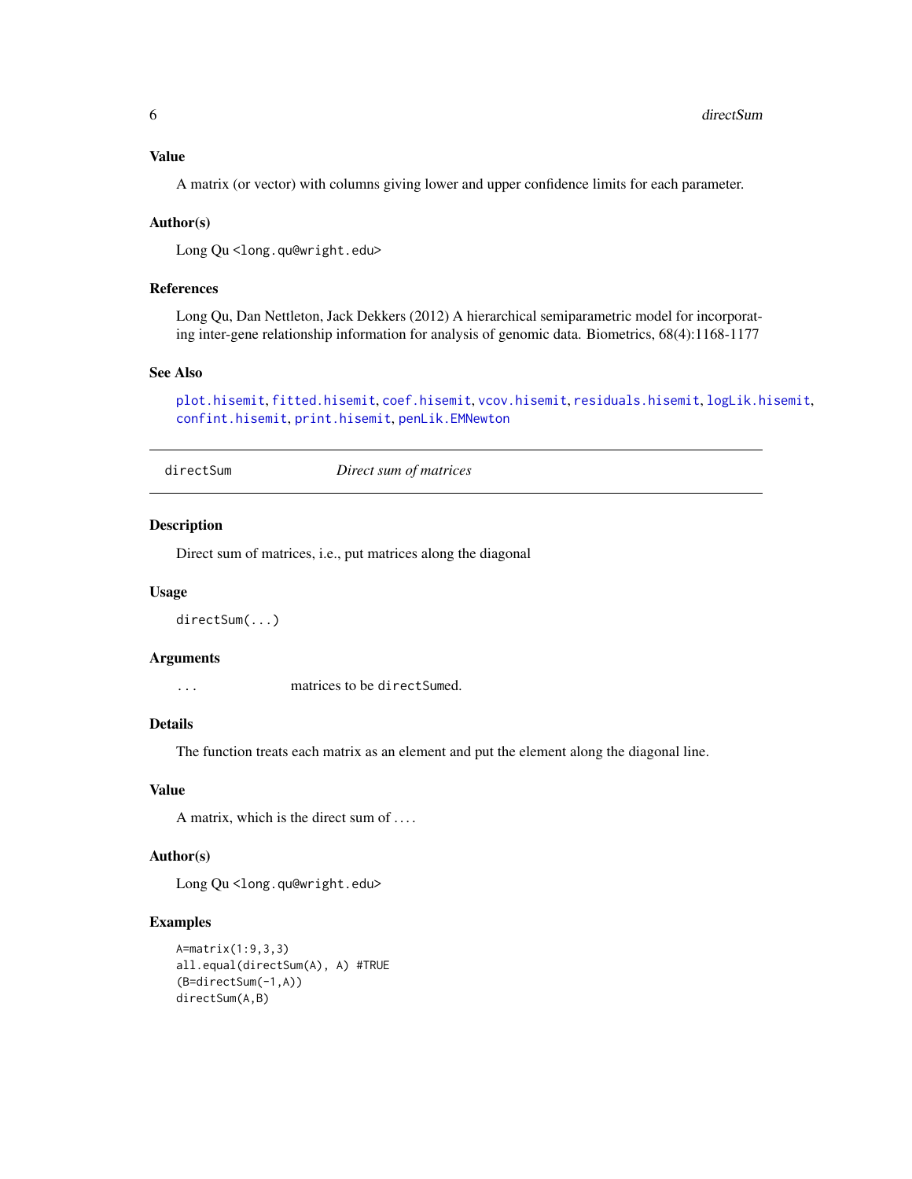### Value

A matrix (or vector) with columns giving lower and upper confidence limits for each parameter.

### Author(s)

Long Qu <long.qu@wright.edu>

### References

Long Qu, Dan Nettleton, Jack Dekkers (2012) A hierarchical semiparametric model for incorporating inter-gene relationship information for analysis of genomic data. Biometrics, 68(4):1168-1177

### See Also

plot.hisemit, fitted.hisemit, coef.hisemit, vcov.hisemit, residuals.hisemit, logLik.hisemit, confint.hisemit, print.hisemit, penLik.EMNewton

---

## directSum — *Direct sum of matrices*

---

### Description

Direct sum of matrices, i.e., put matrices along the diagonal

### Usage

```
directSum(...)
```

### Arguments

| | |
|---|---|
| `...` | matrices to be `directSum`ed. |

### Details

The function treats each matrix as an element and put the element along the diagonal line.

### Value

A matrix, which is the direct sum of ....

### Author(s)

Long Qu <long.qu@wright.edu>

### Examples

```
A=matrix(1:9,3,3)
all.equal(directSum(A), A) #TRUE
(B=directSum(-1,A))
directSum(A,B)
```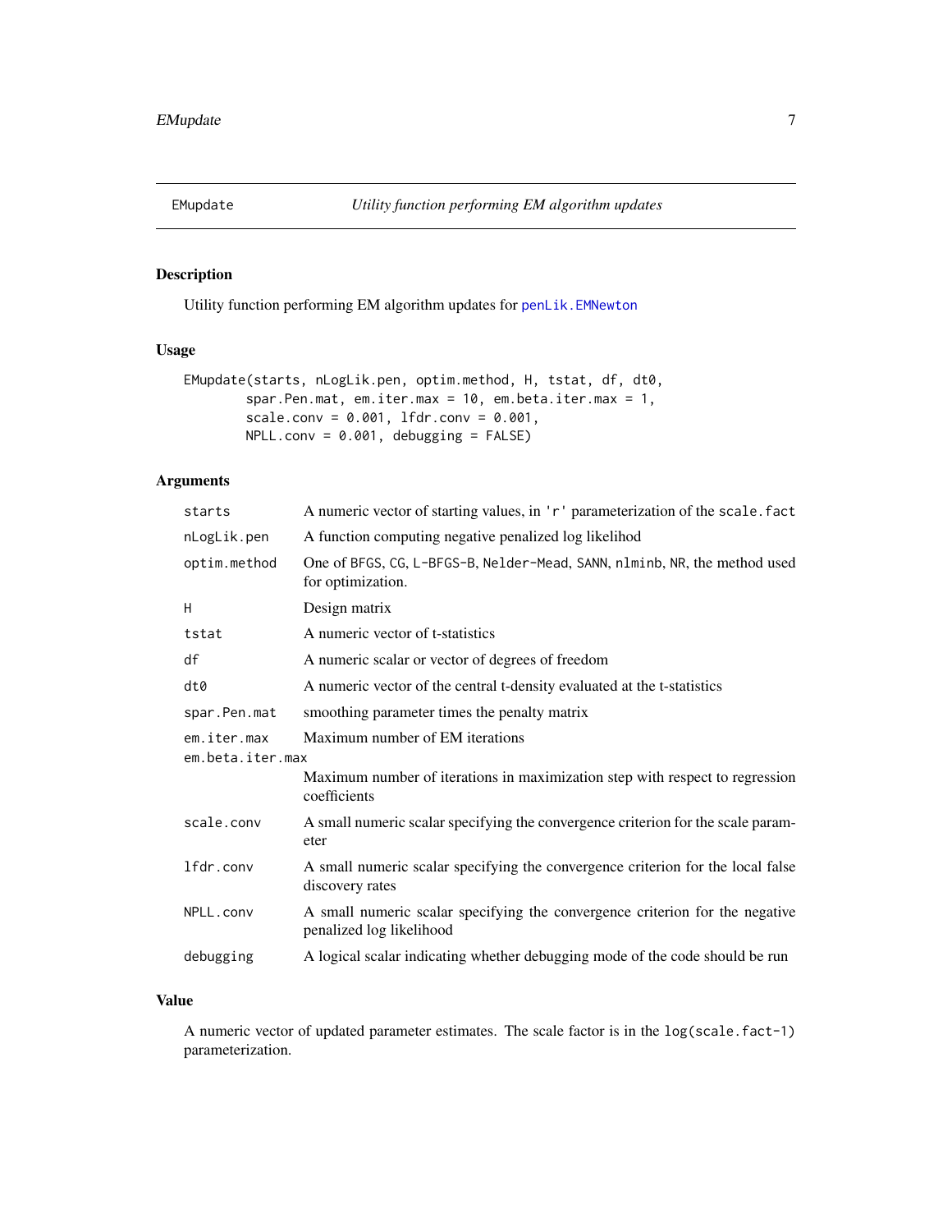## EMupdate — *Utility function performing EM algorithm updates*

### Description

Utility function performing EM algorithm updates for `penLik.EMNewton`

### Usage

```
EMupdate(starts, nLogLik.pen, optim.method, H, tstat, df, dt0,
        spar.Pen.mat, em.iter.max = 10, em.beta.iter.max = 1,
        scale.conv = 0.001, lfdr.conv = 0.001,
        NPLL.conv = 0.001, debugging = FALSE)
```

### Arguments

| Argument | Description |
|---|---|
| `starts` | A numeric vector of starting values, in `'r'` parameterization of the `scale.fact` |
| `nLogLik.pen` | A function computing negative penalized log likelihod |
| `optim.method` | One of `BFGS`, `CG`, `L-BFGS-B`, `Nelder-Mead`, `SANN`, `nlminb`, `NR`, the method used for optimization. |
| `H` | Design matrix |
| `tstat` | A numeric vector of t-statistics |
| `df` | A numeric scalar or vector of degrees of freedom |
| `dt0` | A numeric vector of the central t-density evaluated at the t-statistics |
| `spar.Pen.mat` | smoothing parameter times the penalty matrix |
| `em.iter.max` | Maximum number of EM iterations |
| `em.beta.iter.max` | Maximum number of iterations in maximization step with respect to regression coefficients |
| `scale.conv` | A small numeric scalar specifying the convergence criterion for the scale parameter |
| `lfdr.conv` | A small numeric scalar specifying the convergence criterion for the local false discovery rates |
| `NPLL.conv` | A small numeric scalar specifying the convergence criterion for the negative penalized log likelihood |
| `debugging` | A logical scalar indicating whether debugging mode of the code should be run |

### Value

A numeric vector of updated parameter estimates. The scale factor is in the `log(scale.fact-1)` parameterization.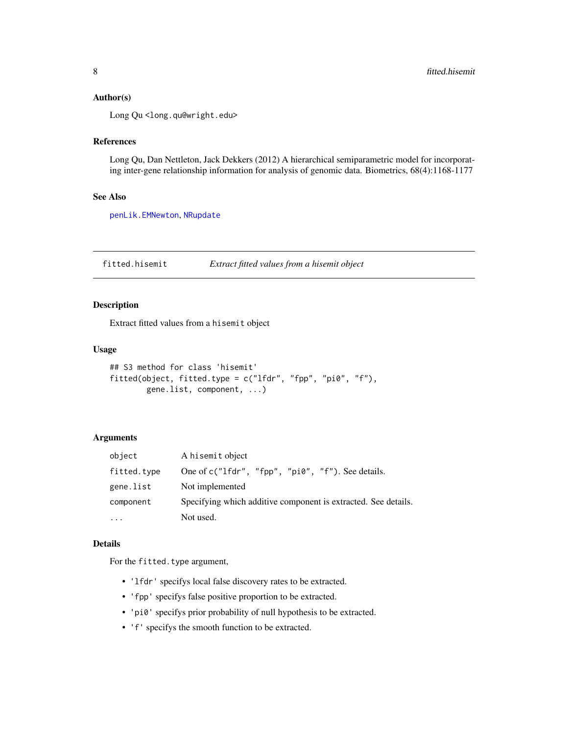### Author(s)

Long Qu <long.qu@wright.edu>

### References

Long Qu, Dan Nettleton, Jack Dekkers (2012) A hierarchical semiparametric model for incorporating inter-gene relationship information for analysis of genomic data. Biometrics, 68(4):1168-1177

### See Also

`penLik.EMNewton`, `NRupdate`

---

## fitted.hisemit — *Extract fitted values from a hisemit object*

### Description

Extract fitted values from a `hisemit` object

### Usage

```
## S3 method for class 'hisemit'
fitted(object, fitted.type = c("lfdr", "fpp", "pi0", "f"),
        gene.list, component, ...)
```

### Arguments

| | |
|---|---|
| `object` | A `hisemit` object |
| `fitted.type` | One of `c("lfdr", "fpp", "pi0", "f")`. See details. |
| `gene.list` | Not implemented |
| `component` | Specifying which additive component is extracted. See details. |
| `...` | Not used. |

### Details

For the `fitted.type` argument,

- `'lfdr'` specifys local false discovery rates to be extracted.
- `'fpp'` specifys false positive proportion to be extracted.
- `'pi0'` specifys prior probability of null hypothesis to be extracted.
- `'f'` specifys the smooth function to be extracted.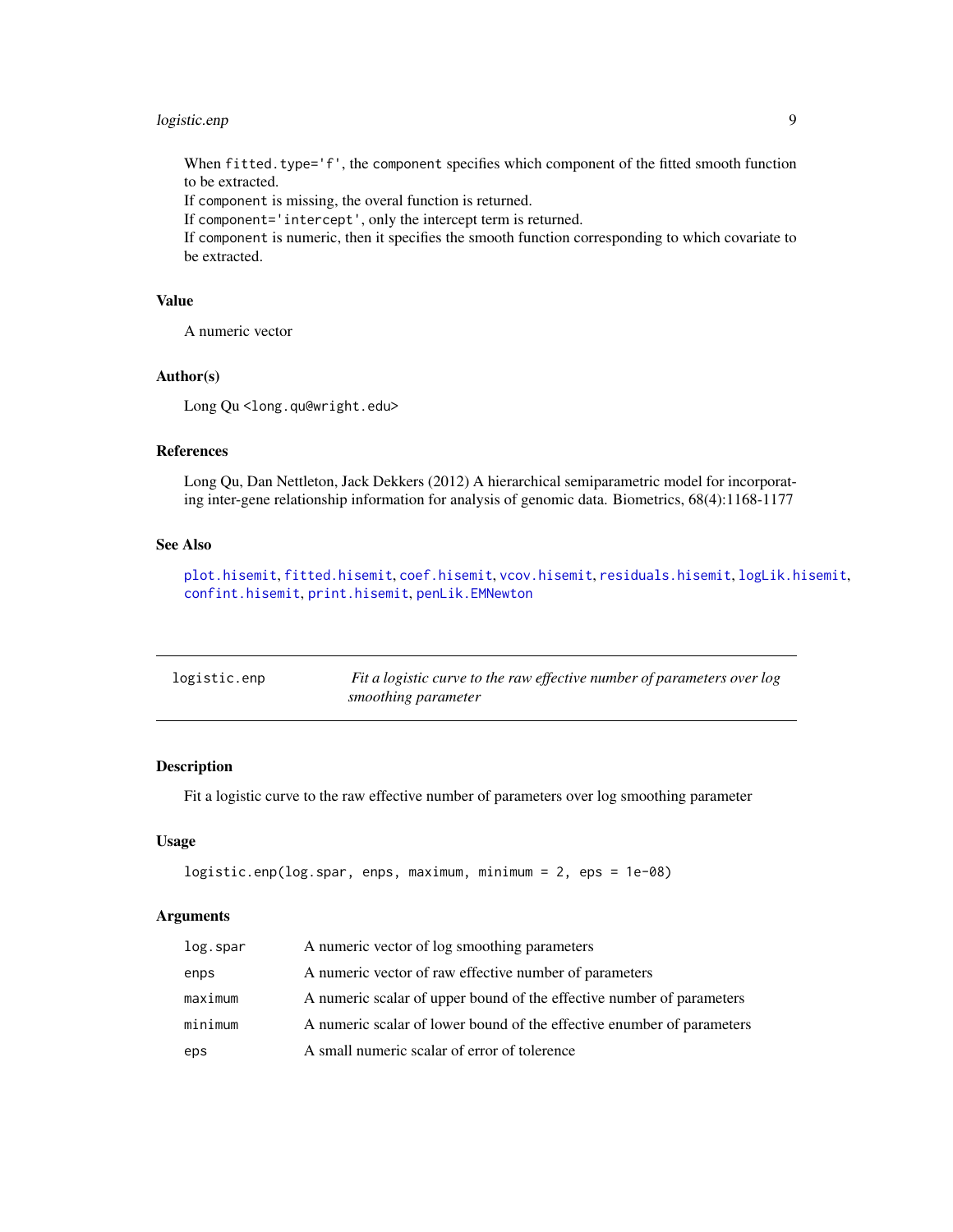When `fitted.type='f'`, the `component` specifies which component of the fitted smooth function to be extracted.

If `component` is missing, the overal function is returned.

If `component='intercept'`, only the intercept term is returned.

If `component` is numeric, then it specifies the smooth function corresponding to which covariate to be extracted.

### Value

A numeric vector

### Author(s)

Long Qu <long.qu@wright.edu>

### References

Long Qu, Dan Nettleton, Jack Dekkers (2012) A hierarchical semiparametric model for incorporating inter-gene relationship information for analysis of genomic data. Biometrics, 68(4):1168-1177

### See Also

`plot.hisemit`, `fitted.hisemit`, `coef.hisemit`, `vcov.hisemit`, `residuals.hisemit`, `logLik.hisemit`, `confint.hisemit`, `print.hisemit`, `penLik.EMNewton`

---

## logistic.enp — *Fit a logistic curve to the raw effective number of parameters over log smoothing parameter*

---

### Description

Fit a logistic curve to the raw effective number of parameters over log smoothing parameter

### Usage

```
logistic.enp(log.spar, enps, maximum, minimum = 2, eps = 1e-08)
```

### Arguments

| | |
|---|---|
| `log.spar` | A numeric vector of log smoothing parameters |
| `enps` | A numeric vector of raw effective number of parameters |
| `maximum` | A numeric scalar of upper bound of the effective number of parameters |
| `minimum` | A numeric scalar of lower bound of the effective enumber of parameters |
| `eps` | A small numeric scalar of error of tolerence |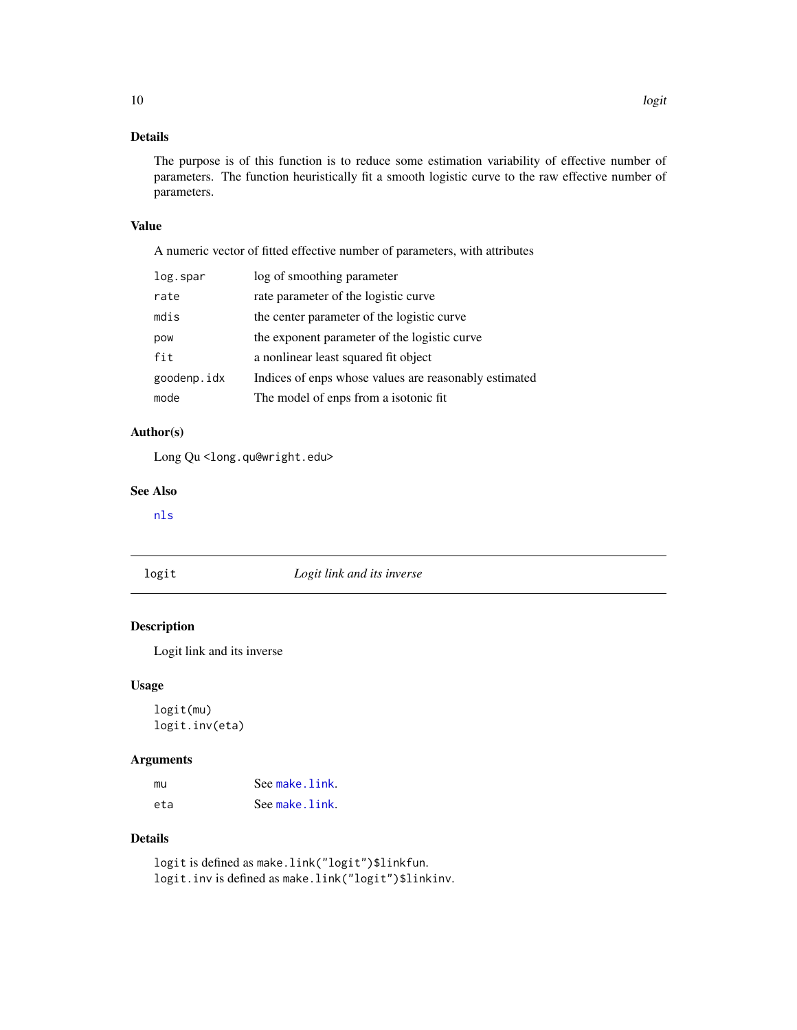### Details

The purpose is of this function is to reduce some estimation variability of effective number of parameters. The function heuristically fit a smooth logistic curve to the raw effective number of parameters.

### Value

A numeric vector of fitted effective number of parameters, with attributes

| | |
|---|---|
| `log.spar` | log of smoothing parameter |
| `rate` | rate parameter of the logistic curve |
| `mdis` | the center parameter of the logistic curve |
| `pow` | the exponent parameter of the logistic curve |
| `fit` | a nonlinear least squared fit object |
| `goodenp.idx` | Indices of enps whose values are reasonably estimated |
| `mode` | The model of enps from a isotonic fit |

### Author(s)

Long Qu <long.qu@wright.edu>

### See Also

`nls`

---

## logit — *Logit link and its inverse*

### Description

Logit link and its inverse

### Usage

```
logit(mu)
logit.inv(eta)
```

### Arguments

| | |
|---|---|
| `mu` | See `make.link`. |
| `eta` | See `make.link`. |

### Details

`logit` is defined as `make.link("logit")$linkfun`.
`logit.inv` is defined as `make.link("logit")$linkinv`.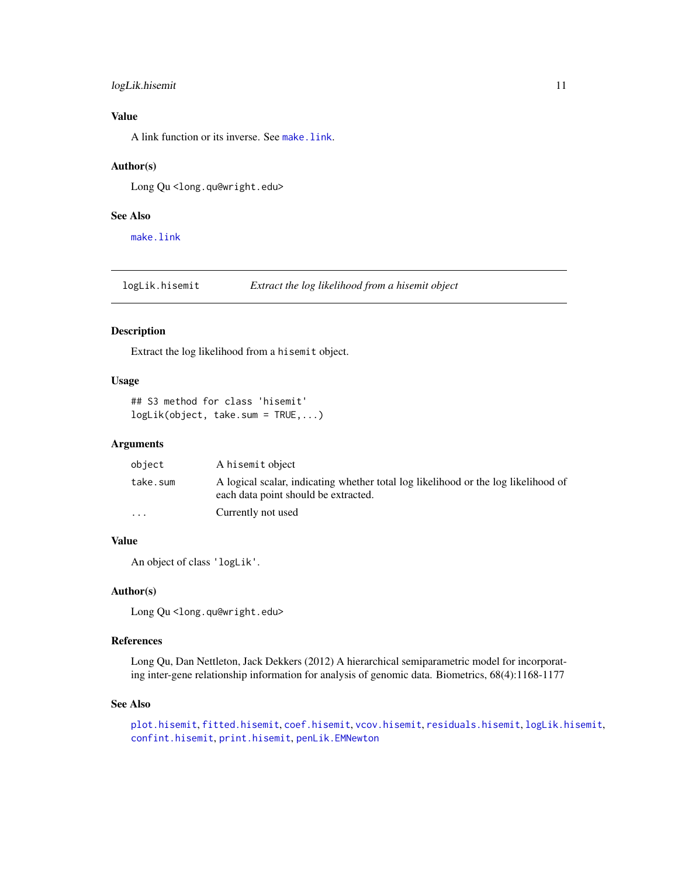### Value

A link function or its inverse. See `make.link`.

### Author(s)

Long Qu <long.qu@wright.edu>

### See Also

`make.link`

---

## logLik.hisemit — *Extract the log likelihood from a hisemit object*

### Description

Extract the log likelihood from a `hisemit` object.

### Usage

```
## S3 method for class 'hisemit'
logLik(object, take.sum = TRUE,...)
```

### Arguments

| | |
|---|---|
| `object` | A `hisemit` object |
| `take.sum` | A logical scalar, indicating whether total log likelihood or the log likelihood of each data point should be extracted. |
| `...` | Currently not used |

### Value

An object of class `'logLik'`.

### Author(s)

Long Qu <long.qu@wright.edu>

### References

Long Qu, Dan Nettleton, Jack Dekkers (2012) A hierarchical semiparametric model for incorporating inter-gene relationship information for analysis of genomic data. Biometrics, 68(4):1168-1177

### See Also

`plot.hisemit`, `fitted.hisemit`, `coef.hisemit`, `vcov.hisemit`, `residuals.hisemit`, `logLik.hisemit`, `confint.hisemit`, `print.hisemit`, `penLik.EMNewton`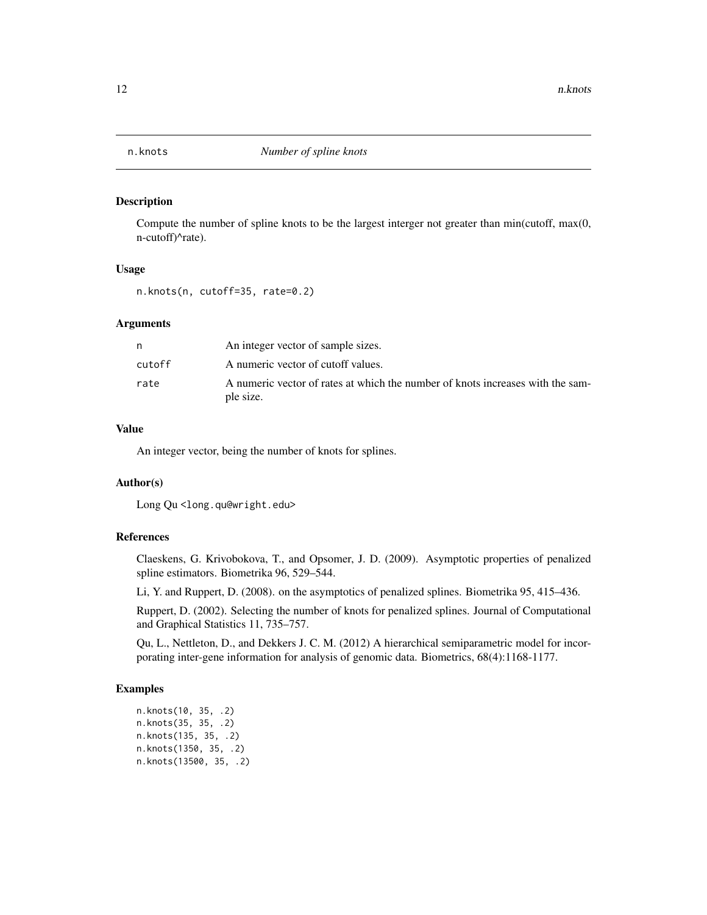# n.knots *Number of spline knots*

## Description

Compute the number of spline knots to be the largest interger not greater than min(cutoff, max(0, n-cutoff)^rate).

## Usage

```
n.knots(n, cutoff=35, rate=0.2)
```

## Arguments

| | |
|---|---|
| n | An integer vector of sample sizes. |
| cutoff | A numeric vector of cutoff values. |
| rate | A numeric vector of rates at which the number of knots increases with the sample size. |

## Value

An integer vector, being the number of knots for splines.

## Author(s)

Long Qu <long.qu@wright.edu>

## References

Claeskens, G. Krivobokova, T., and Opsomer, J. D. (2009). Asymptotic properties of penalized spline estimators. Biometrika 96, 529–544.

Li, Y. and Ruppert, D. (2008). on the asymptotics of penalized splines. Biometrika 95, 415–436.

Ruppert, D. (2002). Selecting the number of knots for penalized splines. Journal of Computational and Graphical Statistics 11, 735–757.

Qu, L., Nettleton, D., and Dekkers J. C. M. (2012) A hierarchical semiparametric model for incorporating inter-gene information for analysis of genomic data. Biometrics, 68(4):1168-1177.

## Examples

```
n.knots(10, 35, .2)
n.knots(35, 35, .2)
n.knots(135, 35, .2)
n.knots(1350, 35, .2)
n.knots(13500, 35, .2)
```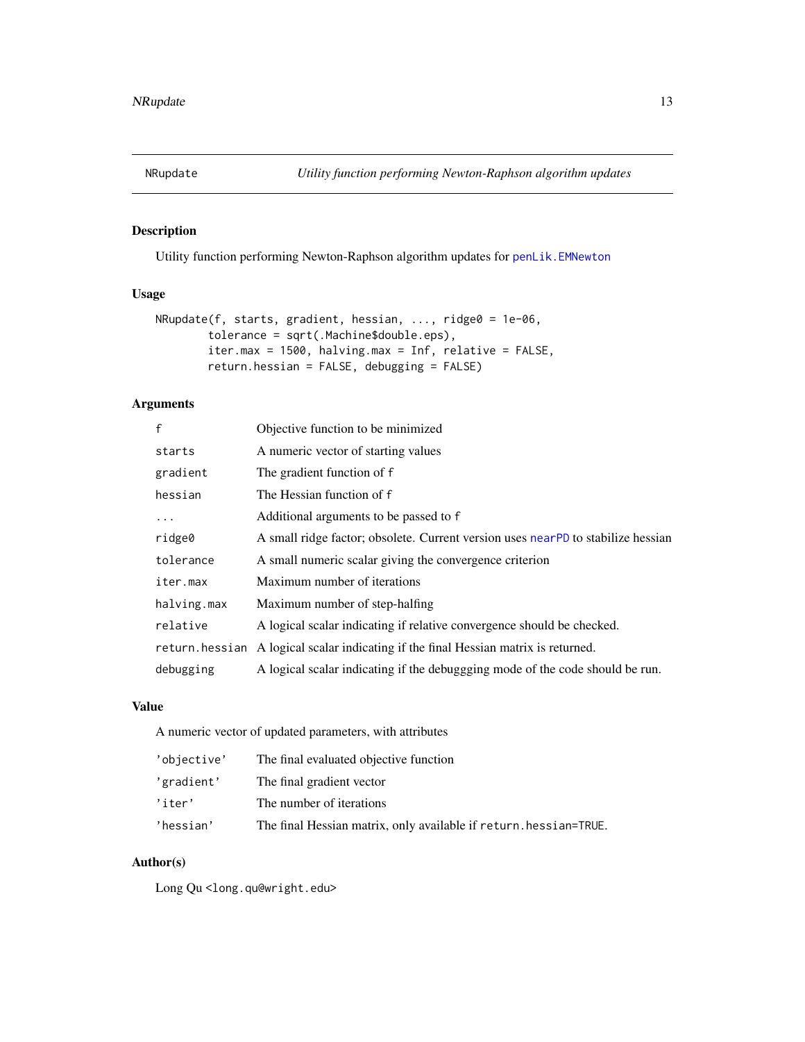# NRupdate — *Utility function performing Newton-Raphson algorithm updates*

## Description

Utility function performing Newton-Raphson algorithm updates for penLik.EMNewton

## Usage

```
NRupdate(f, starts, gradient, hessian, ..., ridge0 = 1e-06,
        tolerance = sqrt(.Machine$double.eps),
        iter.max = 1500, halving.max = Inf, relative = FALSE,
        return.hessian = FALSE, debugging = FALSE)
```

## Arguments

| | |
|---|---|
| `f` | Objective function to be minimized |
| `starts` | A numeric vector of starting values |
| `gradient` | The gradient function of `f` |
| `hessian` | The Hessian function of `f` |
| `...` | Additional arguments to be passed to `f` |
| `ridge0` | A small ridge factor; obsolete. Current version uses nearPD to stabilize hessian |
| `tolerance` | A small numeric scalar giving the convergence criterion |
| `iter.max` | Maximum number of iterations |
| `halving.max` | Maximum number of step-halfing |
| `relative` | A logical scalar indicating if relative convergence should be checked. |
| `return.hessian` | A logical scalar indicating if the final Hessian matrix is returned. |
| `debugging` | A logical scalar indicating if the debuggging mode of the code should be run. |

## Value

A numeric vector of updated parameters, with attributes

| | |
|---|---|
| `'objective'` | The final evaluated objective function |
| `'gradient'` | The final gradient vector |
| `'iter'` | The number of iterations |
| `'hessian'` | The final Hessian matrix, only available if `return.hessian=TRUE`. |

## Author(s)

Long Qu <long.qu@wright.edu>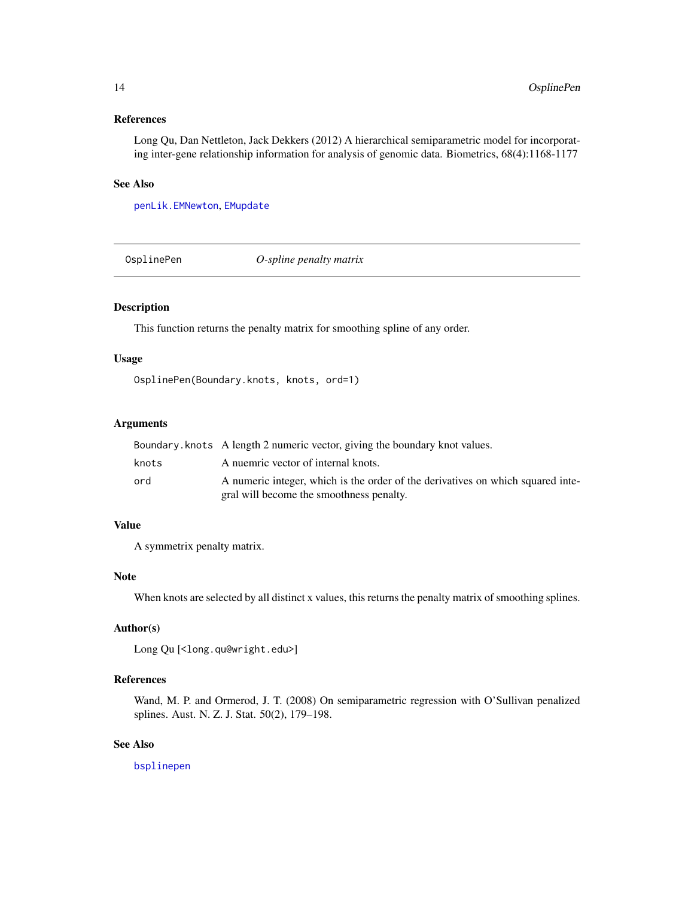### References

Long Qu, Dan Nettleton, Jack Dekkers (2012) A hierarchical semiparametric model for incorporating inter-gene relationship information for analysis of genomic data. Biometrics, 68(4):1168-1177

### See Also

`penLik.EMNewton`, `EMupdate`

---

## OsplinePen &nbsp;&nbsp;&nbsp;&nbsp; *O-spline penalty matrix*

---

### Description

This function returns the penalty matrix for smoothing spline of any order.

### Usage

```
OsplinePen(Boundary.knots, knots, ord=1)
```

### Arguments

| | |
|---|---|
| `Boundary.knots` | A length 2 numeric vector, giving the boundary knot values. |
| `knots` | A nuemric vector of internal knots. |
| `ord` | A numeric integer, which is the order of the derivatives on which squared integral will become the smoothness penalty. |

### Value

A symmetrix penalty matrix.

### Note

When knots are selected by all distinct x values, this returns the penalty matrix of smoothing splines.

### Author(s)

Long Qu [<long.qu@wright.edu>]

### References

Wand, M. P. and Ormerod, J. T. (2008) On semiparametric regression with O'Sullivan penalized splines. Aust. N. Z. J. Stat. 50(2), 179–198.

### See Also

`bsplinepen`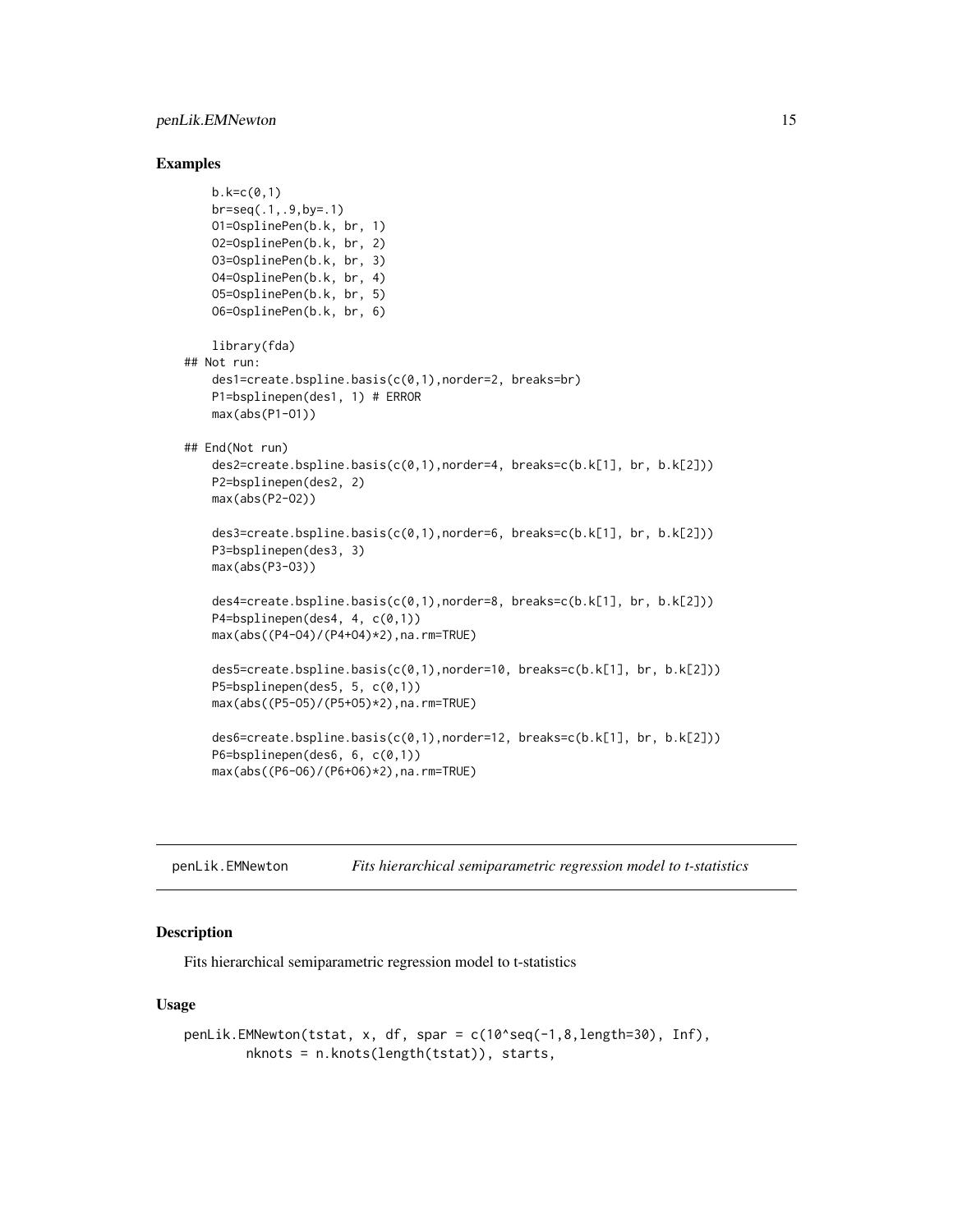## Examples

```
    b.k=c(0,1)
    br=seq(.1,.9,by=.1)
    O1=OsplinePen(b.k, br, 1)
    O2=OsplinePen(b.k, br, 2)
    O3=OsplinePen(b.k, br, 3)
    O4=OsplinePen(b.k, br, 4)
    O5=OsplinePen(b.k, br, 5)
    O6=OsplinePen(b.k, br, 6)

    library(fda)
## Not run:
    des1=create.bspline.basis(c(0,1),norder=2, breaks=br)
    P1=bsplinepen(des1, 1) # ERROR
    max(abs(P1-O1))

## End(Not run)
    des2=create.bspline.basis(c(0,1),norder=4, breaks=c(b.k[1], br, b.k[2]))
    P2=bsplinepen(des2, 2)
    max(abs(P2-O2))

    des3=create.bspline.basis(c(0,1),norder=6, breaks=c(b.k[1], br, b.k[2]))
    P3=bsplinepen(des3, 3)
    max(abs(P3-O3))

    des4=create.bspline.basis(c(0,1),norder=8, breaks=c(b.k[1], br, b.k[2]))
    P4=bsplinepen(des4, 4, c(0,1))
    max(abs((P4-O4)/(P4+O4)*2),na.rm=TRUE)

    des5=create.bspline.basis(c(0,1),norder=10, breaks=c(b.k[1], br, b.k[2]))
    P5=bsplinepen(des5, 5, c(0,1))
    max(abs((P5-O5)/(P5+O5)*2),na.rm=TRUE)

    des6=create.bspline.basis(c(0,1),norder=12, breaks=c(b.k[1], br, b.k[2]))
    P6=bsplinepen(des6, 6, c(0,1))
    max(abs((P6-O6)/(P6+O6)*2),na.rm=TRUE)
```

---

# penLik.EMNewton — *Fits hierarchical semiparametric regression model to t-statistics*

## Description

Fits hierarchical semiparametric regression model to t-statistics

## Usage

```
penLik.EMNewton(tstat, x, df, spar = c(10^seq(-1,8,length=30), Inf),
       nknots = n.knots(length(tstat)), starts,
```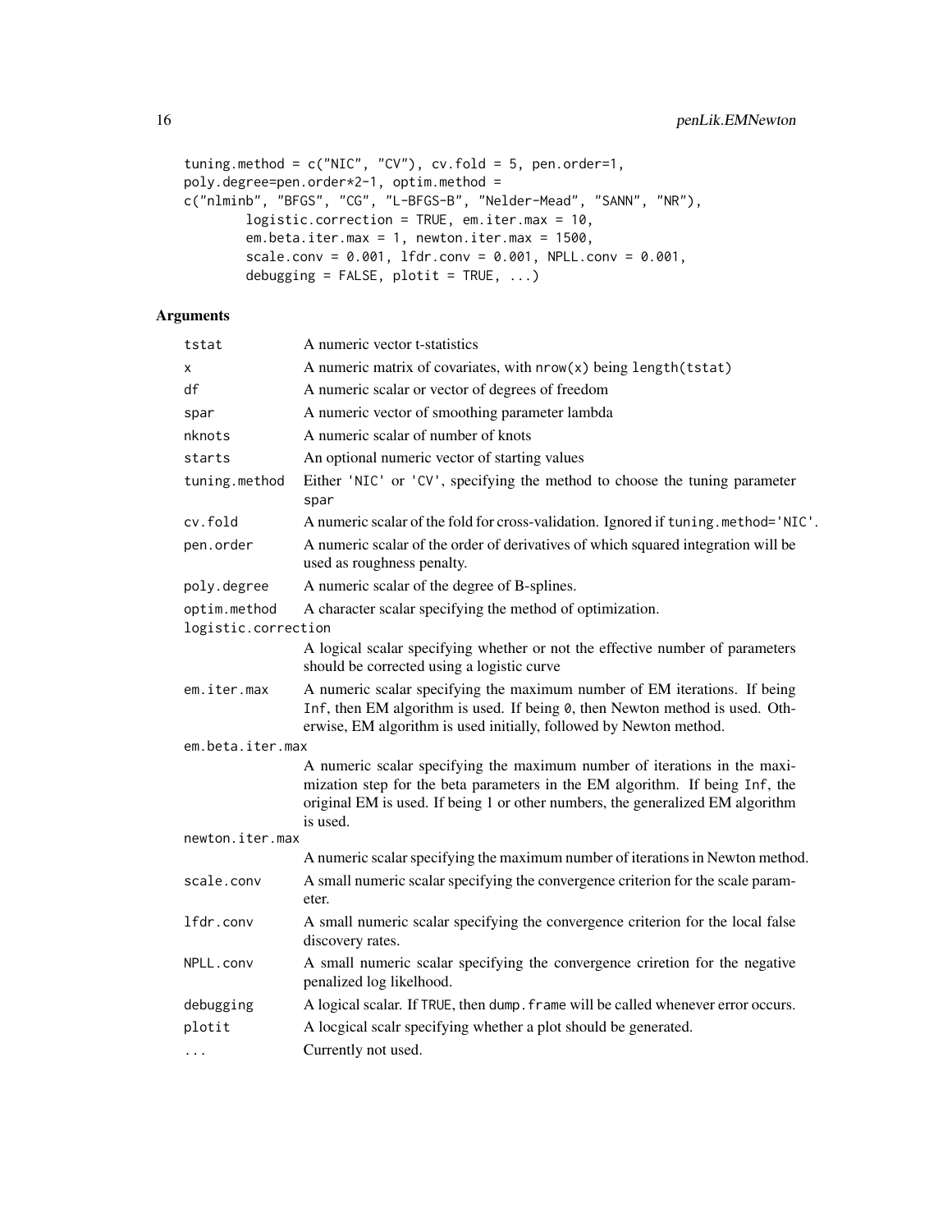```
tuning.method = c("NIC", "CV"), cv.fold = 5, pen.order=1,
poly.degree=pen.order*2-1, optim.method =
c("nlminb", "BFGS", "CG", "L-BFGS-B", "Nelder-Mead", "SANN", "NR"),
        logistic.correction = TRUE, em.iter.max = 10,
        em.beta.iter.max = 1, newton.iter.max = 1500,
        scale.conv = 0.001, lfdr.conv = 0.001, NPLL.conv = 0.001,
        debugging = FALSE, plotit = TRUE, ...)
```

## Arguments

| | |
|---|---|
| `tstat` | A numeric vector t-statistics |
| `x` | A numeric matrix of covariates, with `nrow(x)` being `length(tstat)` |
| `df` | A numeric scalar or vector of degrees of freedom |
| `spar` | A numeric vector of smoothing parameter lambda |
| `nknots` | A numeric scalar of number of knots |
| `starts` | An optional numeric vector of starting values |
| `tuning.method` | Either `'NIC'` or `'CV'`, specifying the method to choose the tuning parameter `spar` |
| `cv.fold` | A numeric scalar of the fold for cross-validation. Ignored if `tuning.method='NIC'`. |
| `pen.order` | A numeric scalar of the order of derivatives of which squared integration will be used as roughness penalty. |
| `poly.degree` | A numeric scalar of the degree of B-splines. |
| `optim.method` | A character scalar specifying the method of optimization. |
| `logistic.correction` | A logical scalar specifying whether or not the effective number of parameters should be corrected using a logistic curve |
| `em.iter.max` | A numeric scalar specifying the maximum number of EM iterations. If being `Inf`, then EM algorithm is used. If being `0`, then Newton method is used. Otherwise, EM algorithm is used initially, followed by Newton method. |
| `em.beta.iter.max` | A numeric scalar specifying the maximum number of iterations in the maximization step for the beta parameters in the EM algorithm. If being `Inf`, the original EM is used. If being 1 or other numbers, the generalized EM algorithm is used. |
| `newton.iter.max` | A numeric scalar specifying the maximum number of iterations in Newton method. |
| `scale.conv` | A small numeric scalar specifying the convergence criterion for the scale parameter. |
| `lfdr.conv` | A small numeric scalar specifying the convergence criterion for the local false discovery rates. |
| `NPLL.conv` | A small numeric scalar specifying the convergence crietion for the negative penalized log likelihood. |
| `debugging` | A logical scalar. If `TRUE`, then `dump.frame` will be called whenever error occurs. |
| `plotit` | A locgical scalr specifying whether a plot should be generated. |
| `...` | Currently not used. |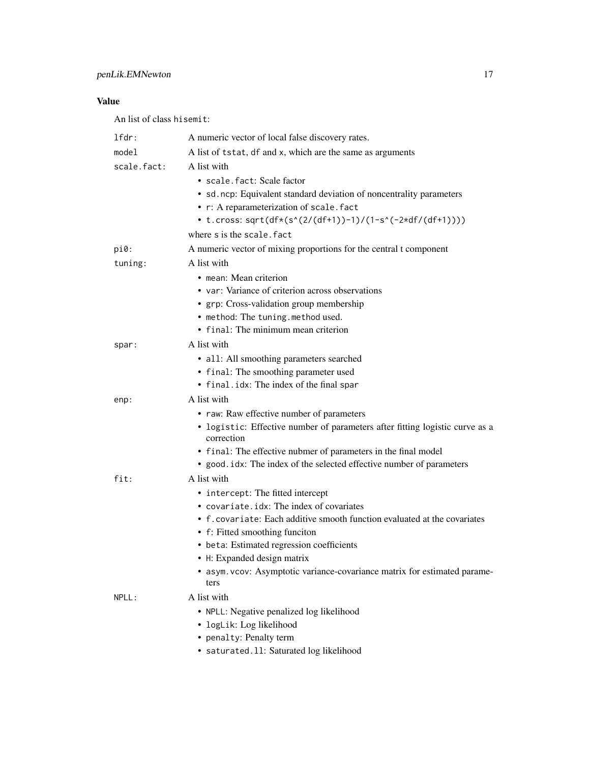### Value

An list of class `hisemit`:

| | |
|---|---|
| `lfdr:` | A numeric vector of local false discovery rates. |
| `model` | A list of `tstat`, `df` and `x`, which are the same as arguments |
| `scale.fact:` | A list with<br>• `scale.fact`: Scale factor<br>• `sd.ncp`: Equivalent standard deviation of noncentrality parameters<br>• `r`: A reparameterization of `scale.fact`<br>• `t.cross`: `sqrt(df*(s^(2/(df+1))-1)/(1-s^(-2*df/(df+1))))`<br>where `s` is the `scale.fact` |
| `pi0:` | A numeric vector of mixing proportions for the central t component |
| `tuning:` | A list with<br>• `mean`: Mean criterion<br>• `var`: Variance of criterion across observations<br>• `grp`: Cross-validation group membership<br>• `method`: The `tuning.method` used.<br>• `final`: The minimum mean criterion |
| `spar:` | A list with<br>• `all`: All smoothing parameters searched<br>• `final`: The smoothing parameter used<br>• `final.idx`: The index of the final `spar` |
| `enp:` | A list with<br>• `raw`: Raw effective number of parameters<br>• `logistic`: Effective number of parameters after fitting logistic curve as a correction<br>• `final`: The effective nubmer of parameters in the final model<br>• `good.idx`: The index of the selected effective number of parameters |
| `fit:` | A list with<br>• `intercept`: The fitted intercept<br>• `covariate.idx`: The index of covariates<br>• `f.covariate`: Each additive smooth function evaluated at the covariates<br>• `f`: Fitted smoothing funciton<br>• `beta`: Estimated regression coefficients<br>• `H`: Expanded design matrix<br>• `asym.vcov`: Asymptotic variance-covariance matrix for estimated parameters |
| `NPLL:` | A list with<br>• `NPLL`: Negative penalized log likelihood<br>• `logLik`: Log likelihood<br>• `penalty`: Penalty term<br>• `saturated.ll`: Saturated log likelihood |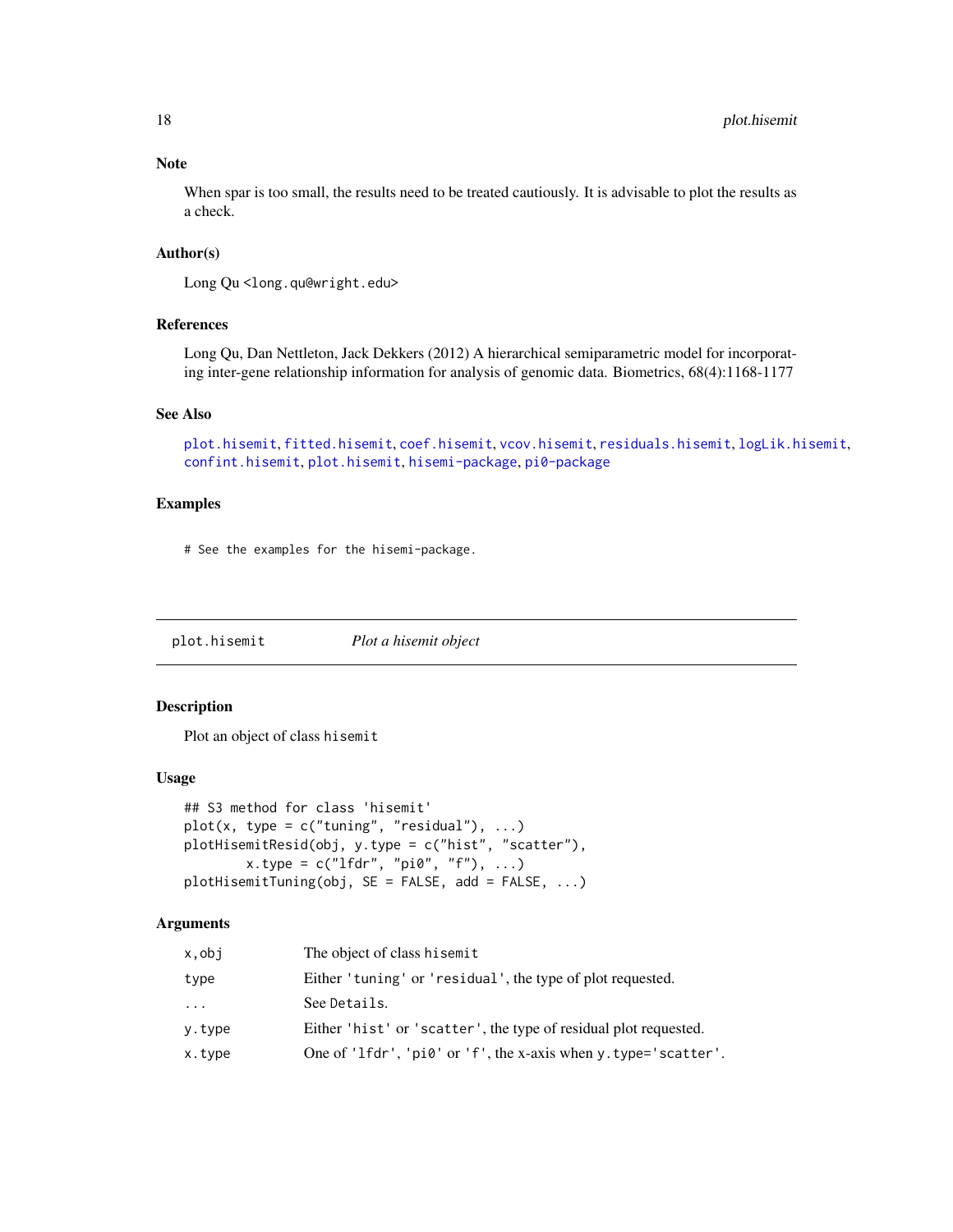### Note

When spar is too small, the results need to be treated cautiously. It is advisable to plot the results as a check.

### Author(s)

Long Qu <long.qu@wright.edu>

### References

Long Qu, Dan Nettleton, Jack Dekkers (2012) A hierarchical semiparametric model for incorporating inter-gene relationship information for analysis of genomic data. Biometrics, 68(4):1168-1177

### See Also

plot.hisemit, fitted.hisemit, coef.hisemit, vcov.hisemit, residuals.hisemit, logLik.hisemit, confint.hisemit, plot.hisemit, hisemi-package, pi0-package

### Examples

```
# See the examples for the hisemi-package.
```

---

## plot.hisemit — *Plot a hisemit object*

### Description

Plot an object of class `hisemit`

### Usage

```
## S3 method for class 'hisemit'
plot(x, type = c("tuning", "residual"), ...)
plotHisemitResid(obj, y.type = c("hist", "scatter"),
        x.type = c("lfdr", "pi0", "f"), ...)
plotHisemitTuning(obj, SE = FALSE, add = FALSE, ...)
```

### Arguments

| | |
|---|---|
| x,obj | The object of class `hisemit` |
| type | Either `'tuning'` or `'residual'`, the type of plot requested. |
| ... | See `Details`. |
| y.type | Either `'hist'` or `'scatter'`, the type of residual plot requested. |
| x.type | One of `'lfdr'`, `'pi0'` or `'f'`, the x-axis when `y.type='scatter'`. |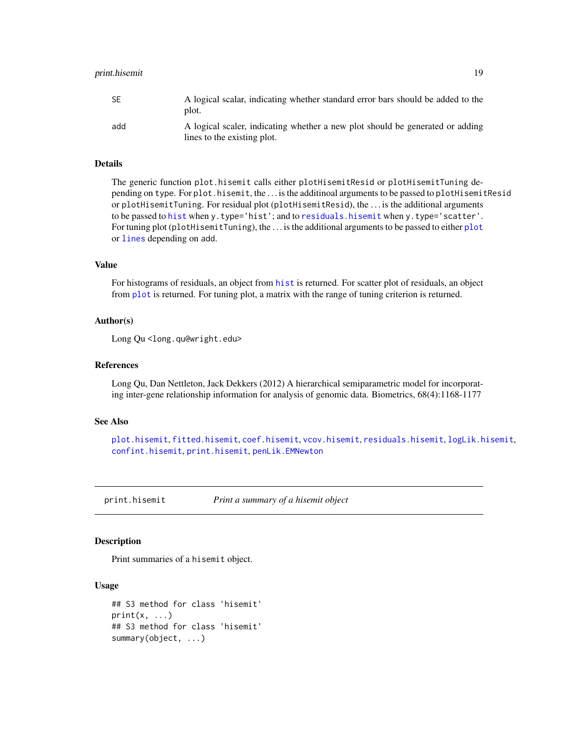| | |
|---|---|
| SE | A logical scalar, indicating whether standard error bars should be added to the plot. |
| add | A logical scaler, indicating whether a new plot should be generated or adding lines to the existing plot. |

### Details

The generic function `plot.hisemit` calls either `plotHisemitResid` or `plotHisemitTuning` depending on `type`. For `plot.hisemit`, the ... is the additinoal arguments to be passed to `plotHisemitResid` or `plotHisemitTuning`. For residual plot (`plotHisemitResid`), the ... is the additional arguments to be passed to `hist` when `y.type='hist'`; and to `residuals.hisemit` when `y.type='scatter'`. For tuning plot (`plotHisemitTuning`), the ... is the additional arguments to be passed to either `plot` or `lines` depending on `add`.

### Value

For histograms of residuals, an object from `hist` is returned. For scatter plot of residuals, an object from `plot` is returned. For tuning plot, a matrix with the range of tuning criterion is returned.

### Author(s)

Long Qu <long.qu@wright.edu>

### References

Long Qu, Dan Nettleton, Jack Dekkers (2012) A hierarchical semiparametric model for incorporating inter-gene relationship information for analysis of genomic data. Biometrics, 68(4):1168-1177

### See Also

`plot.hisemit`, `fitted.hisemit`, `coef.hisemit`, `vcov.hisemit`, `residuals.hisemit`, `logLik.hisemit`, `confint.hisemit`, `print.hisemit`, `penLik.EMNewton`

---

## print.hisemit — *Print a summary of a hisemit object*

### Description

Print summaries of a `hisemit` object.

### Usage

```
## S3 method for class 'hisemit'
print(x, ...)
## S3 method for class 'hisemit'
summary(object, ...)
```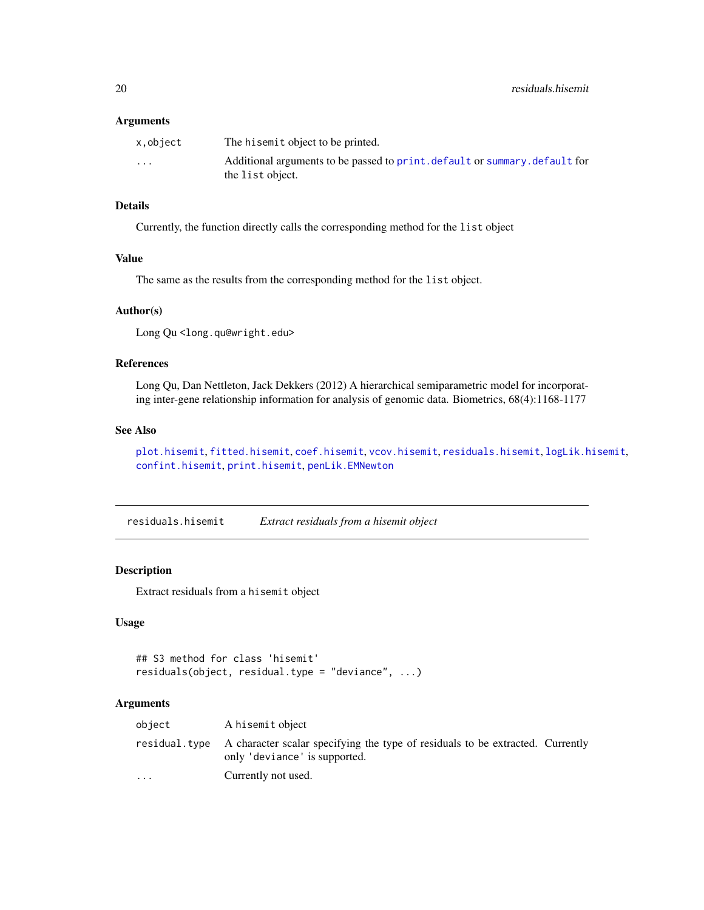### Arguments

| | |
|---|---|
| x,object | The hisemit object to be printed. |
| ... | Additional arguments to be passed to print.default or summary.default for the list object. |

### Details

Currently, the function directly calls the corresponding method for the list object

### Value

The same as the results from the corresponding method for the list object.

### Author(s)

Long Qu <long.qu@wright.edu>

### References

Long Qu, Dan Nettleton, Jack Dekkers (2012) A hierarchical semiparametric model for incorporating inter-gene relationship information for analysis of genomic data. Biometrics, 68(4):1168-1177

### See Also

plot.hisemit, fitted.hisemit, coef.hisemit, vcov.hisemit, residuals.hisemit, logLik.hisemit, confint.hisemit, print.hisemit, penLik.EMNewton

---

## residuals.hisemit — *Extract residuals from a hisemit object*

### Description

Extract residuals from a hisemit object

### Usage

```
## S3 method for class 'hisemit'
residuals(object, residual.type = "deviance", ...)
```

### Arguments

| | |
|---|---|
| object | A hisemit object |
| residual.type | A character scalar specifying the type of residuals to be extracted. Currently only 'deviance' is supported. |
| ... | Currently not used. |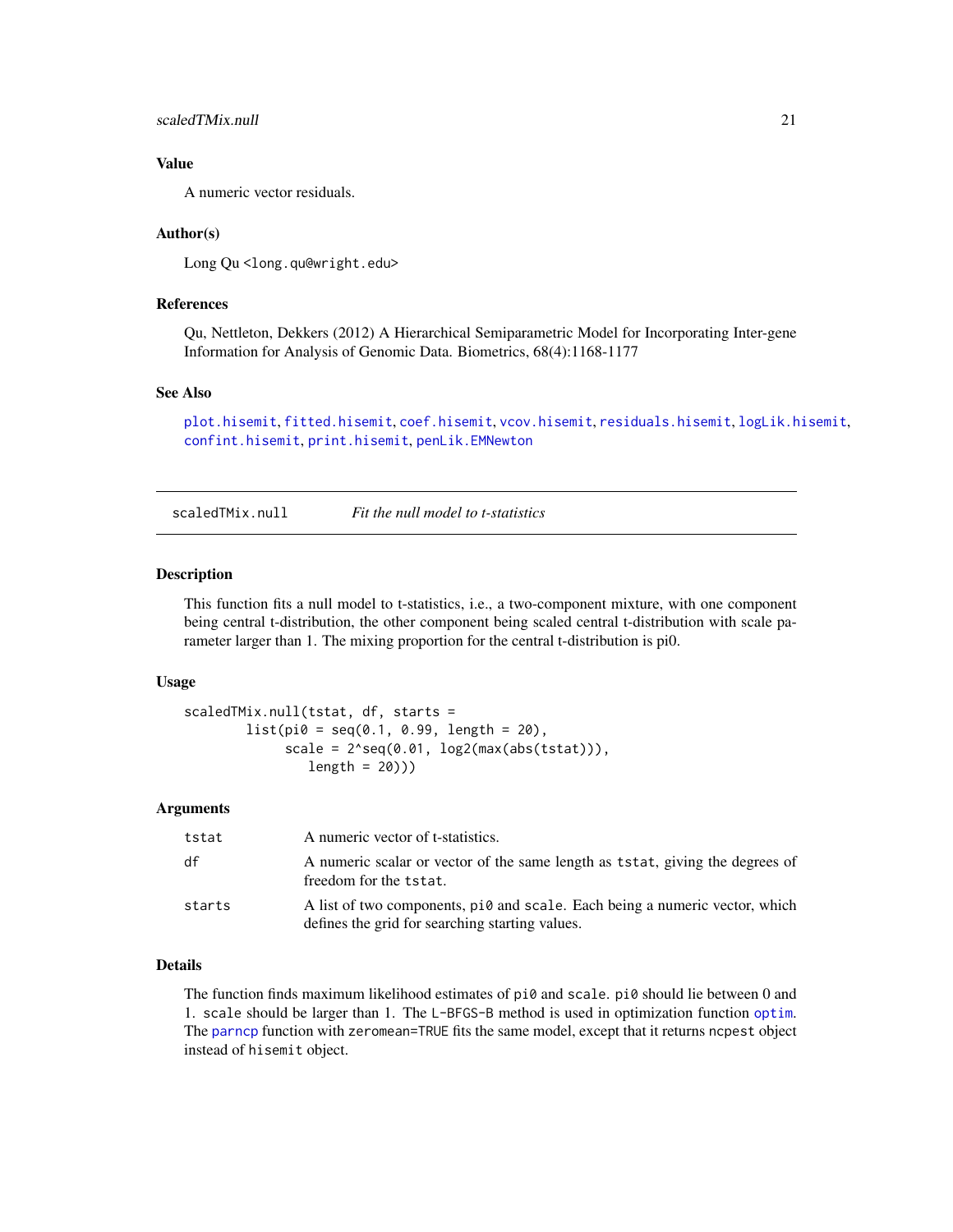### Value

A numeric vector residuals.

### Author(s)

Long Qu <long.qu@wright.edu>

### References

Qu, Nettleton, Dekkers (2012) A Hierarchical Semiparametric Model for Incorporating Inter-gene Information for Analysis of Genomic Data. Biometrics, 68(4):1168-1177

### See Also

plot.hisemit, fitted.hisemit, coef.hisemit, vcov.hisemit, residuals.hisemit, logLik.hisemit, confint.hisemit, print.hisemit, penLik.EMNewton

---

## scaledTMix.null *Fit the null model to t-statistics*

### Description

This function fits a null model to t-statistics, i.e., a two-component mixture, with one component being central t-distribution, the other component being scaled central t-distribution with scale parameter larger than 1. The mixing proportion for the central t-distribution is pi0.

### Usage

```
scaledTMix.null(tstat, df, starts =
        list(pi0 = seq(0.1, 0.99, length = 20),
              scale = 2^seq(0.01, log2(max(abs(tstat))),
                 length = 20)))
```

### Arguments

| | |
|---|---|
| tstat | A numeric vector of t-statistics. |
| df | A numeric scalar or vector of the same length as tstat, giving the degrees of freedom for the tstat. |
| starts | A list of two components, pi0 and scale. Each being a numeric vector, which defines the grid for searching starting values. |

### Details

The function finds maximum likelihood estimates of pi0 and scale. pi0 should lie between 0 and 1. scale should be larger than 1. The L-BFGS-B method is used in optimization function optim. The parncp function with zeromean=TRUE fits the same model, except that it returns ncpest object instead of hisemit object.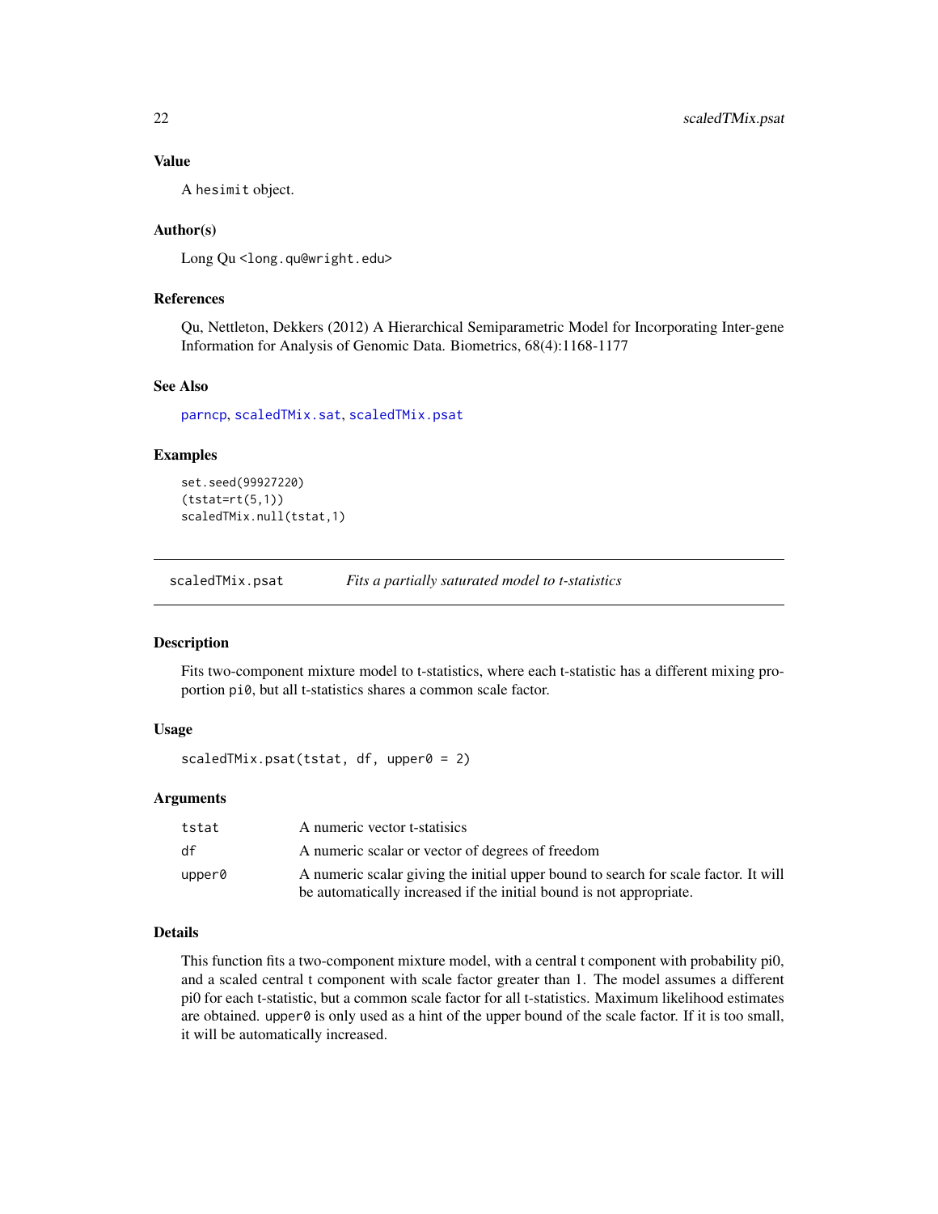### Value

A hesimit object.

### Author(s)

Long Qu <long.qu@wright.edu>

### References

Qu, Nettleton, Dekkers (2012) A Hierarchical Semiparametric Model for Incorporating Inter-gene Information for Analysis of Genomic Data. Biometrics, 68(4):1168-1177

### See Also

parncp, scaledTMix.sat, scaledTMix.psat

### Examples

```
set.seed(99927220)
(tstat=rt(5,1))
scaledTMix.null(tstat,1)
```

---

## scaledTMix.psat *Fits a partially saturated model to t-statistics*

---

### Description

Fits two-component mixture model to t-statistics, where each t-statistic has a different mixing proportion pi0, but all t-statistics shares a common scale factor.

### Usage

```
scaledTMix.psat(tstat, df, upper0 = 2)
```

### Arguments

| | |
|---|---|
| tstat | A numeric vector t-statisics |
| df | A numeric scalar or vector of degrees of freedom |
| upper0 | A numeric scalar giving the initial upper bound to search for scale factor. It will be automatically increased if the initial bound is not appropriate. |

### Details

This function fits a two-component mixture model, with a central t component with probability pi0, and a scaled central t component with scale factor greater than 1. The model assumes a different pi0 for each t-statistic, but a common scale factor for all t-statistics. Maximum likelihood estimates are obtained. upper0 is only used as a hint of the upper bound of the scale factor. If it is too small, it will be automatically increased.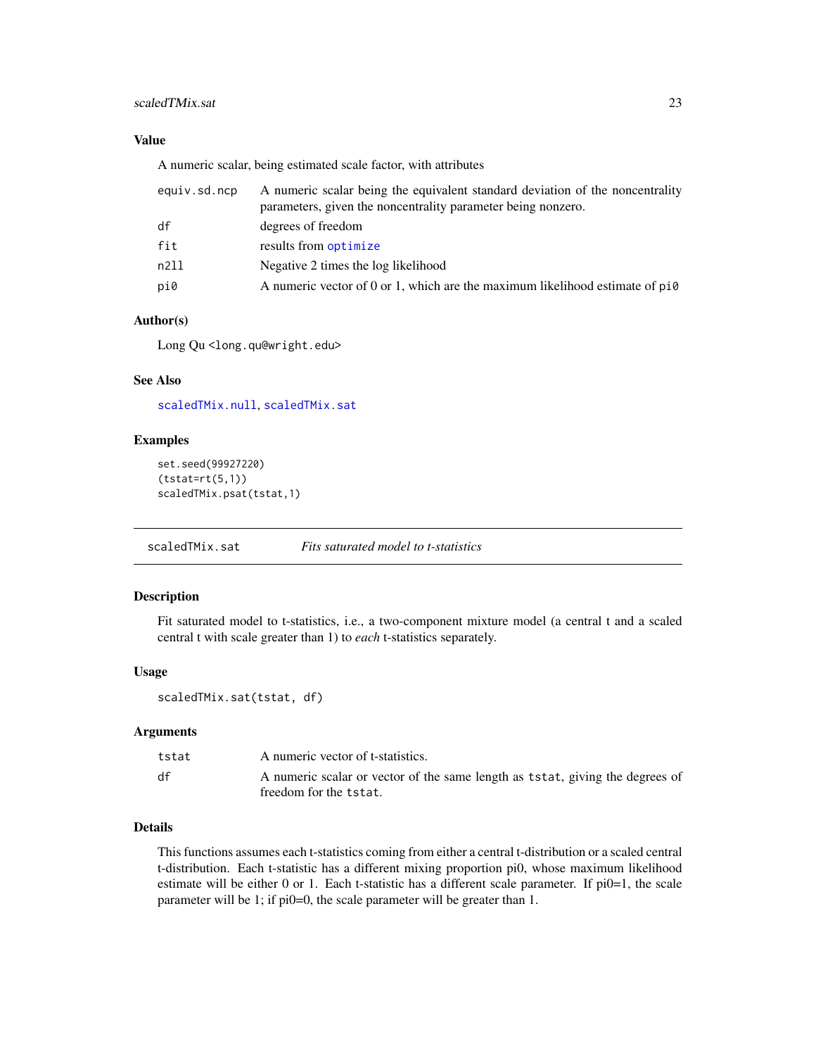### Value

A numeric scalar, being estimated scale factor, with attributes

| | |
|---|---|
| equiv.sd.ncp | A numeric scalar being the equivalent standard deviation of the noncentrality parameters, given the noncentrality parameter being nonzero. |
| df | degrees of freedom |
| fit | results from optimize |
| n2ll | Negative 2 times the log likelihood |
| pi0 | A numeric vector of 0 or 1, which are the maximum likelihood estimate of pi0 |

### Author(s)

Long Qu <long.qu@wright.edu>

### See Also

scaledTMix.null, scaledTMix.sat

### Examples

```
set.seed(99927220)
(tstat=rt(5,1))
scaledTMix.psat(tstat,1)
```

---

## scaledTMix.sat &nbsp;&nbsp;&nbsp;&nbsp; *Fits saturated model to t-statistics*

---

### Description

Fit saturated model to t-statistics, i.e., a two-component mixture model (a central t and a scaled central t with scale greater than 1) to *each* t-statistics separately.

### Usage

```
scaledTMix.sat(tstat, df)
```

### Arguments

| | |
|---|---|
| tstat | A numeric vector of t-statistics. |
| df | A numeric scalar or vector of the same length as tstat, giving the degrees of freedom for the tstat. |

### Details

This functions assumes each t-statistics coming from either a central t-distribution or a scaled central t-distribution. Each t-statistic has a different mixing proportion pi0, whose maximum likelihood estimate will be either 0 or 1. Each t-statistic has a different scale parameter. If pi0=1, the scale parameter will be 1; if pi0=0, the scale parameter will be greater than 1.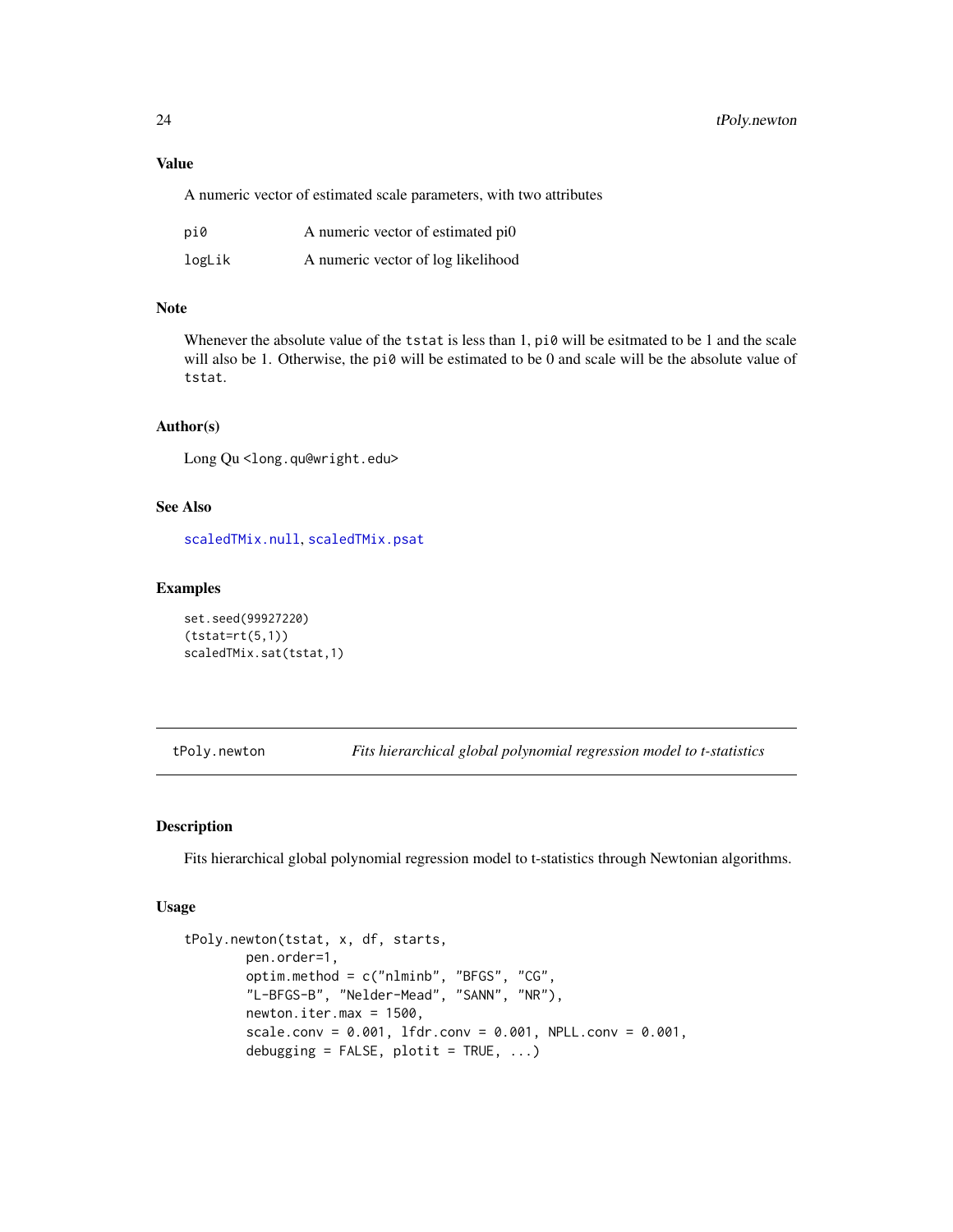## Value

A numeric vector of estimated scale parameters, with two attributes

| | |
|---|---|
| pi0 | A numeric vector of estimated pi0 |
| logLik | A numeric vector of log likelihood |

## Note

Whenever the absolute value of the `tstat` is less than 1, `pi0` will be esitmated to be 1 and the scale will also be 1. Otherwise, the `pi0` will be estimated to be 0 and scale will be the absolute value of `tstat`.

## Author(s)

Long Qu <long.qu@wright.edu>

## See Also

`scaledTMix.null`, `scaledTMix.psat`

## Examples

```
set.seed(99927220)
(tstat=rt(5,1))
scaledTMix.sat(tstat,1)
```

---

# tPoly.newton — *Fits hierarchical global polynomial regression model to t-statistics*

## Description

Fits hierarchical global polynomial regression model to t-statistics through Newtonian algorithms.

## Usage

```
tPoly.newton(tstat, x, df, starts,
        pen.order=1,
        optim.method = c("nlminb", "BFGS", "CG",
        "L-BFGS-B", "Nelder-Mead", "SANN", "NR"),
        newton.iter.max = 1500,
        scale.conv = 0.001, lfdr.conv = 0.001, NPLL.conv = 0.001,
        debugging = FALSE, plotit = TRUE, ...)
```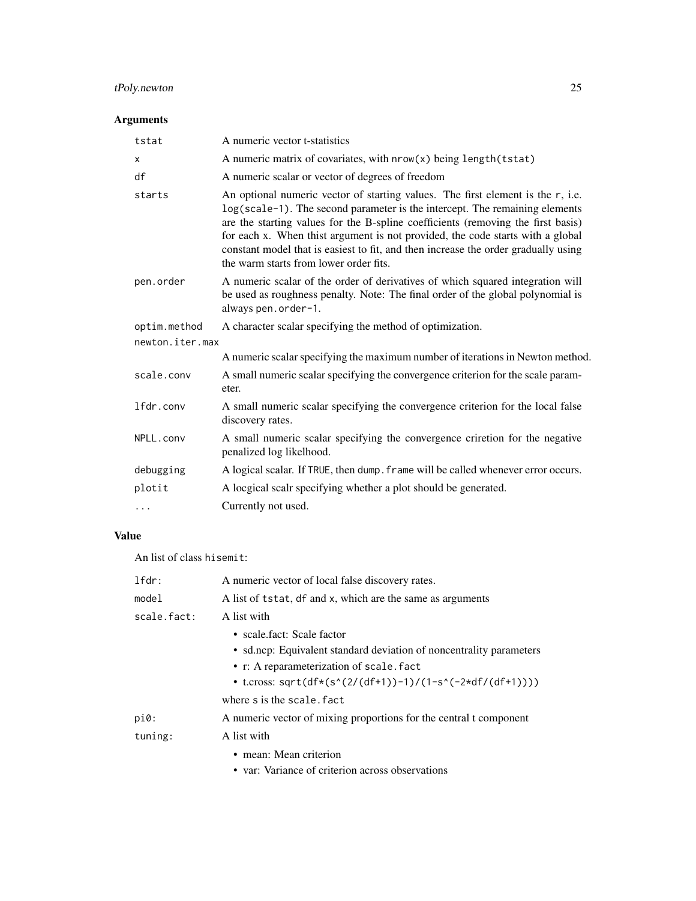## Arguments

| | |
|---|---|
| `tstat` | A numeric vector t-statistics |
| `x` | A numeric matrix of covariates, with `nrow(x)` being `length(tstat)` |
| `df` | A numeric scalar or vector of degrees of freedom |
| `starts` | An optional numeric vector of starting values. The first element is the `r`, i.e. `log(scale-1)`. The second parameter is the intercept. The remaining elements are the starting values for the B-spline coefficients (removing the first basis) for each x. When thist argument is not provided, the code starts with a global constant model that is easiest to fit, and then increase the order gradually using the warm starts from lower order fits. |
| `pen.order` | A numeric scalar of the order of derivatives of which squared integration will be used as roughness penalty. Note: The final order of the global polynomial is always `pen.order-1`. |
| `optim.method` | A character scalar specifying the method of optimization. |
| `newton.iter.max` | A numeric scalar specifying the maximum number of iterations in Newton method. |
| `scale.conv` | A small numeric scalar specifying the convergence criterion for the scale parameter. |
| `lfdr.conv` | A small numeric scalar specifying the convergence criterion for the local false discovery rates. |
| `NPLL.conv` | A small numeric scalar specifying the convergence criretion for the negative penalized log likelhood. |
| `debugging` | A logical scalar. If `TRUE`, then `dump.frame` will be called whenever error occurs. |
| `plotit` | A locgical scalr specifying whether a plot should be generated. |
| `...` | Currently not used. |

## Value

An list of class `hisemit`:

| | |
|---|---|
| `lfdr:` | A numeric vector of local false discovery rates. |
| `model` | A list of `tstat`, `df` and `x`, which are the same as arguments |
| `scale.fact:` | A list with<br>• scale.fact: Scale factor<br>• sd.ncp: Equivalent standard deviation of noncentrality parameters<br>• r: A reparameterization of `scale.fact`<br>• t.cross: `sqrt(df*(s^(2/(df+1))-1)/(1-s^(-2*df/(df+1))))`<br>where `s` is the `scale.fact` |
| `pi0:` | A numeric vector of mixing proportions for the central t component |
| `tuning:` | A list with<br>• mean: Mean criterion<br>• var: Variance of criterion across observations |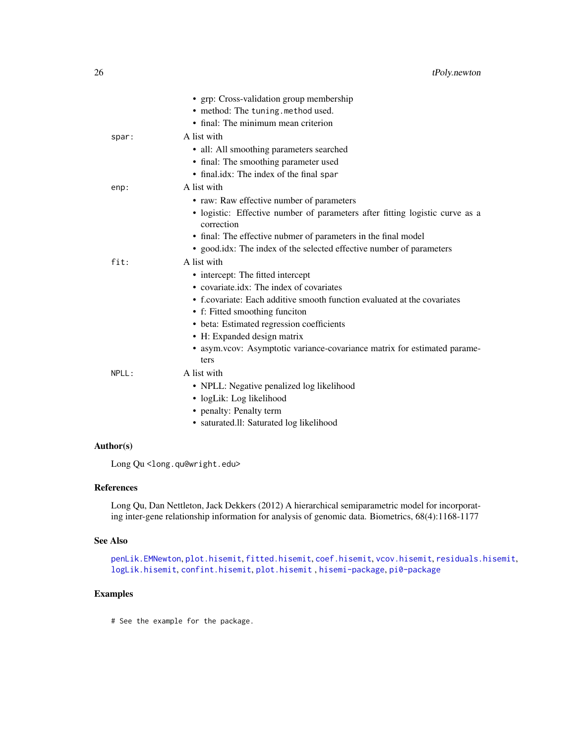- grp: Cross-validation group membership
- method: The `tuning.method` used.
- final: The minimum mean criterion

`spar:` A list with

- all: All smoothing parameters searched
- final: The smoothing parameter used
- final.idx: The index of the final `spar`

`enp:` A list with

- raw: Raw effective number of parameters
- logistic: Effective number of parameters after fitting logistic curve as a correction
- final: The effective nubmer of parameters in the final model
- good.idx: The index of the selected effective number of parameters

`fit:` A list with

- intercept: The fitted intercept
- covariate.idx: The index of covariates
- f.covariate: Each additive smooth function evaluated at the covariates
- f: Fitted smoothing funciton
- beta: Estimated regression coefficients
- H: Expanded design matrix
- asym.vcov: Asymptotic variance-covariance matrix for estimated parameters

`NPLL:` A list with

- NPLL: Negative penalized log likelihood
- logLik: Log likelihood
- penalty: Penalty term
- saturated.ll: Saturated log likelihood

### Author(s)

Long Qu <long.qu@wright.edu>

### References

Long Qu, Dan Nettleton, Jack Dekkers (2012) A hierarchical semiparametric model for incorporating inter-gene relationship information for analysis of genomic data. Biometrics, 68(4):1168-1177

### See Also

`penLik.EMNewton`, `plot.hisemit`, `fitted.hisemit`, `coef.hisemit`, `vcov.hisemit`, `residuals.hisemit`, `logLik.hisemit`, `confint.hisemit`, `plot.hisemit` , `hisemi-package`, `pi0-package`

### Examples

```
# See the example for the package.
```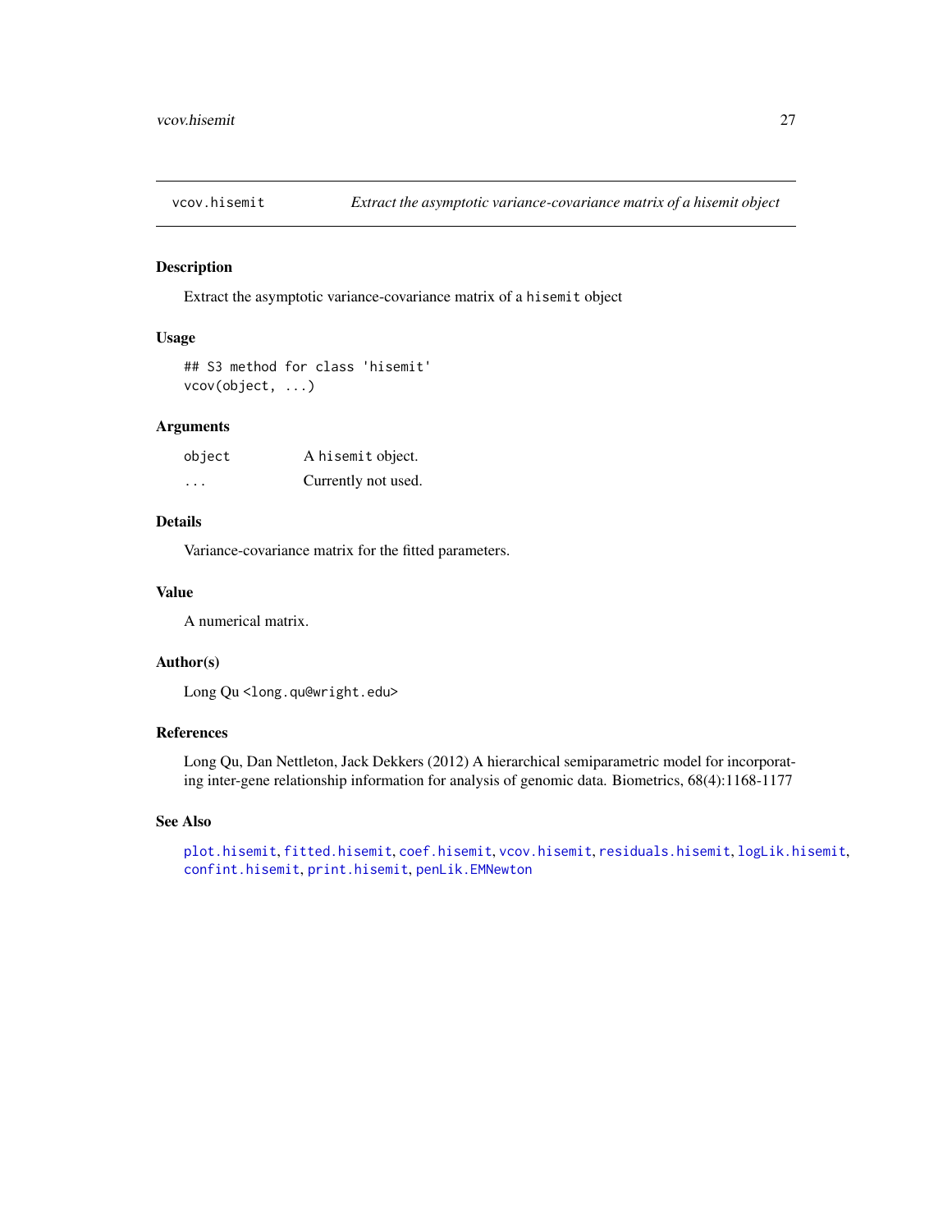# vcov.hisemit — *Extract the asymptotic variance-covariance matrix of a hisemit object*

## Description

Extract the asymptotic variance-covariance matrix of a `hisemit` object

## Usage

```
## S3 method for class 'hisemit'
vcov(object, ...)
```

## Arguments

| | |
|---|---|
| `object` | A `hisemit` object. |
| `...` | Currently not used. |

## Details

Variance-covariance matrix for the fitted parameters.

## Value

A numerical matrix.

## Author(s)

Long Qu <long.qu@wright.edu>

## References

Long Qu, Dan Nettleton, Jack Dekkers (2012) A hierarchical semiparametric model for incorporating inter-gene relationship information for analysis of genomic data. Biometrics, 68(4):1168-1177

## See Also

`plot.hisemit`, `fitted.hisemit`, `coef.hisemit`, `vcov.hisemit`, `residuals.hisemit`, `logLik.hisemit`, `confint.hisemit`, `print.hisemit`, `penLik.EMNewton`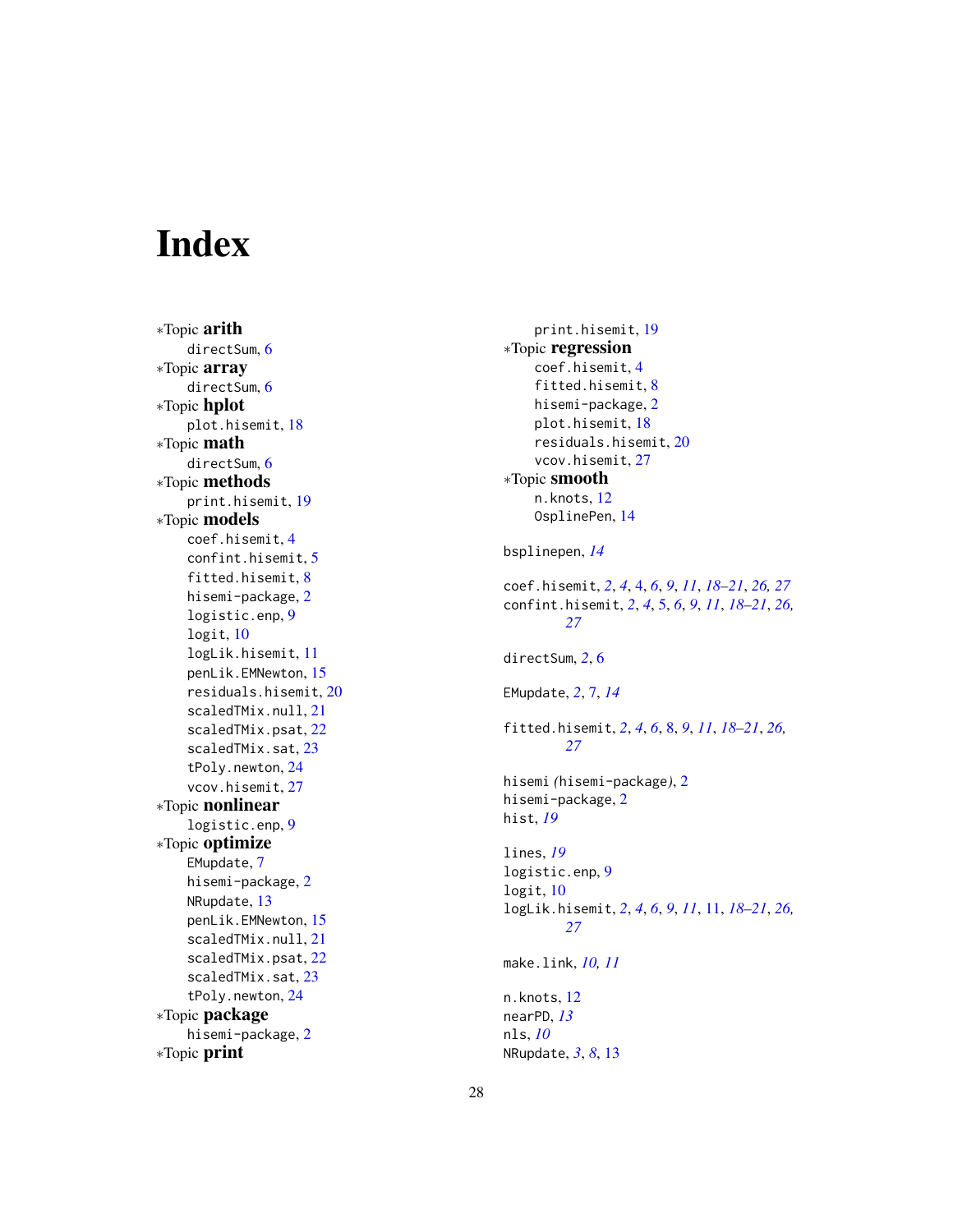# Index

*Topic **arith**
  directSum, 6
*Topic **array**
  directSum, 6
*Topic **hplot**
  plot.hisemit, 18
*Topic **math**
  directSum, 6
*Topic **methods**
  print.hisemit, 19
*Topic **models**
  coef.hisemit, 4
  confint.hisemit, 5
  fitted.hisemit, 8
  hisemi-package, 2
  logistic.enp, 9
  logit, 10
  logLik.hisemit, 11
  penLik.EMNewton, 15
  residuals.hisemit, 20
  scaledTMix.null, 21
  scaledTMix.psat, 22
  scaledTMix.sat, 23
  tPoly.newton, 24
  vcov.hisemit, 27
*Topic **nonlinear**
  logistic.enp, 9
*Topic **optimize**
  EMupdate, 7
  hisemi-package, 2
  NRupdate, 13
  penLik.EMNewton, 15
  scaledTMix.null, 21
  scaledTMix.psat, 22
  scaledTMix.sat, 23
  tPoly.newton, 24
*Topic **package**
  hisemi-package, 2
*Topic **print**
  print.hisemit, 19
*Topic **regression**
  coef.hisemit, 4
  fitted.hisemit, 8
  hisemi-package, 2
  plot.hisemit, 18
  residuals.hisemit, 20
  vcov.hisemit, 27
*Topic **smooth**
  n.knots, 12
  OsplinePen, 14

bsplinepen, *14*

coef.hisemit, *2*, *4*, 4, *6*, *9*, *11*, *18–21*, *26, 27*
confint.hisemit, *2*, *4*, 5, *6*, *9*, *11*, *18–21*, *26, 27*

directSum, *2*, 6

EMupdate, *2*, 7, *14*

fitted.hisemit, *2*, *4*, *6*, 8, *9*, *11*, *18–21*, *26, 27*

hisemi *(*hisemi-package*)*, 2
hisemi-package, 2
hist, *19*

lines, *19*
logistic.enp, 9
logit, 10
logLik.hisemit, *2*, *4*, *6*, *9*, *11*, 11, *18–21*, *26, 27*

make.link, *10, 11*

n.knots, 12
nearPD, *13*
nls, *10*
NRupdate, *3*, *8*, 13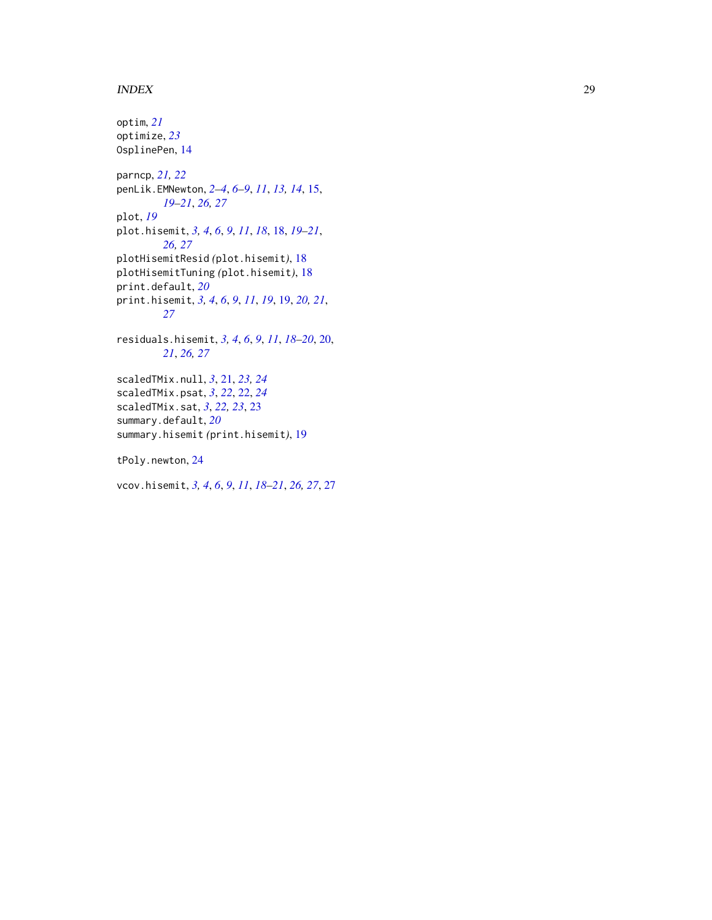optim, *21*
optimize, *23*
OsplinePen, 14

parncp, *21, 22*
penLik.EMNewton, *2–4*, *6–9*, *11*, *13, 14*, 15, *19–21*, *26, 27*
plot, *19*
plot.hisemit, *3, 4*, *6*, *9*, *11*, *18*, 18, *19–21*, *26, 27*
plotHisemitResid *(*plot.hisemit*)*, 18
plotHisemitTuning *(*plot.hisemit*)*, 18
print.default, *20*
print.hisemit, *3, 4*, *6*, *9*, *11*, *19*, 19, *20, 21*, *27*

residuals.hisemit, *3, 4*, *6*, *9*, *11*, *18–20*, 20, *21*, *26, 27*

scaledTMix.null, *3*, 21, *23, 24*
scaledTMix.psat, *3*, *22*, 22, *24*
scaledTMix.sat, *3*, *22, 23*, 23
summary.default, *20*
summary.hisemit *(*print.hisemit*)*, 19

tPoly.newton, 24

vcov.hisemit, *3, 4*, *6*, *9*, *11*, *18–21*, *26, 27*, 27